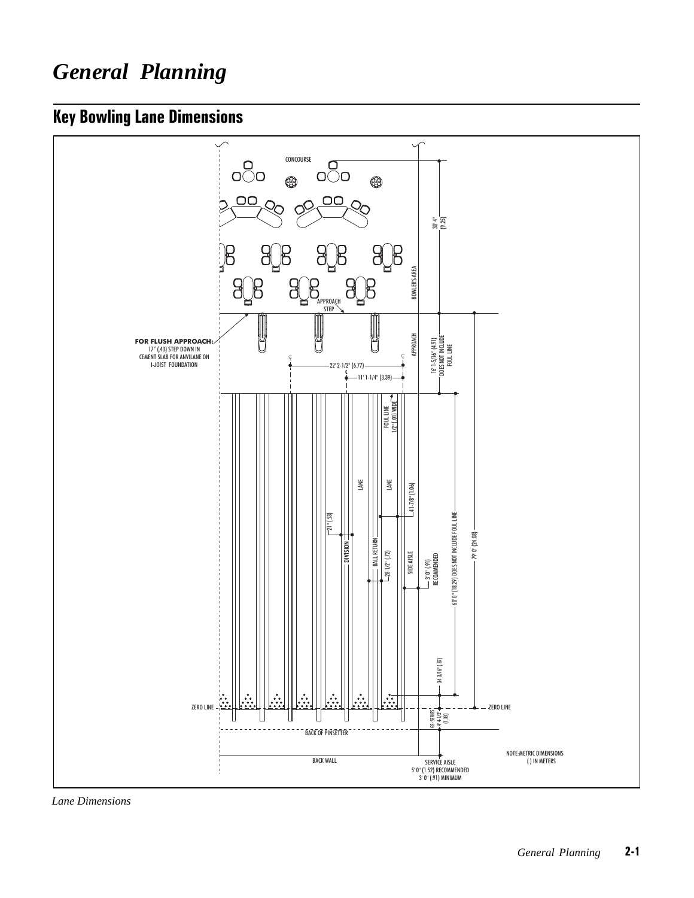# General Planning

## Key Bowling Lane Dimensions

CONCOURSE

BOWLER'S AREA

APPROACH STEP

APPROACH

**FOR FLUSH APPROACH:** 17" (.43) STEP DOWN IN CEMENT SLAB FOR ANVILANE ON I-JOIST FOUNDATION

30' 4" (9.25)

16' 1-5/16" (4.91) DOES NOT INCLUDE FOUL LINE

22' 2-1/2" (6.77)

11' 1-1/4" (3.39)

FOUL LINE 1/2" (.01) WIDE

LANE

LANE

41-7/8" (1.06)

21" (.53)

DIVISION

BALL RETURN

28-1/2" (.72)

SIDE AISLE

3' 0" (.91) RECOMMENDED

60' 0" (18.29) DOES NOT INCLUDE FOUL LINE

79' 0" (24.08)

34-3/16" (.87)

ZERO LINE

GS-SERIES 4' 4-1/2" (1.33)

BACK OF PINSETTER

BACK WALL

SERVICE AISLE 5' 0" (1.52) RECOMMENDED 3' 0" (.91) MINIMUM

NOTE: METRIC DIMENSIONS ( ) IN METERS

*Lane Dimensions*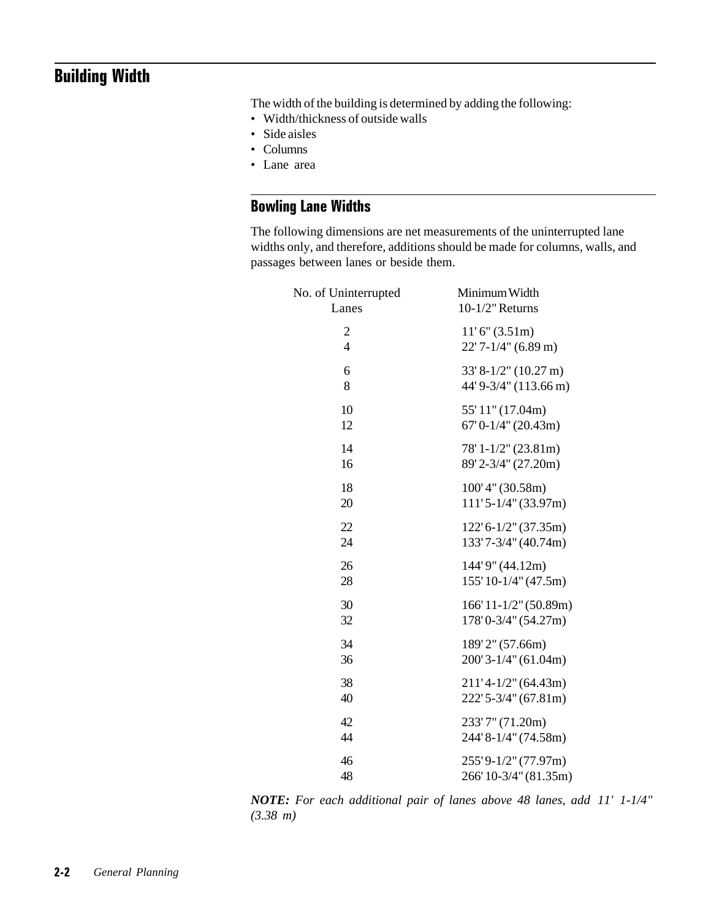## Building Width

The width of the building is determined by adding the following:

- Width/thickness of outside walls
- Side aisles
- Columns
- Lane area

### Bowling Lane Widths

The following dimensions are net measurements of the uninterrupted lane widths only, and therefore, additions should be made for columns, walls, and passages between lanes or beside them.

| No. of Uninterrupted Lanes | Minimum Width 10-1/2" Returns |
|---|---|
| 2 | 11' 6" (3.51m) |
| 4 | 22' 7-1/4" (6.89 m) |
| 6 | 33' 8-1/2" (10.27 m) |
| 8 | 44' 9-3/4" (113.66 m) |
| 10 | 55' 11" (17.04m) |
| 12 | 67' 0-1/4" (20.43m) |
| 14 | 78' 1-1/2" (23.81m) |
| 16 | 89' 2-3/4" (27.20m) |
| 18 | 100' 4" (30.58m) |
| 20 | 111' 5-1/4" (33.97m) |
| 22 | 122' 6-1/2" (37.35m) |
| 24 | 133' 7-3/4" (40.74m) |
| 26 | 144' 9" (44.12m) |
| 28 | 155' 10-1/4" (47.5m) |
| 30 | 166' 11-1/2" (50.89m) |
| 32 | 178' 0-3/4" (54.27m) |
| 34 | 189' 2" (57.66m) |
| 36 | 200' 3-1/4" (61.04m) |
| 38 | 211' 4-1/2" (64.43m) |
| 40 | 222' 5-3/4" (67.81m) |
| 42 | 233' 7" (71.20m) |
| 44 | 244' 8-1/4" (74.58m) |
| 46 | 255' 9-1/2" (77.97m) |
| 48 | 266' 10-3/4" (81.35m) |

***NOTE:*** *For each additional pair of lanes above 48 lanes, add 11' 1-1/4" (3.38 m)*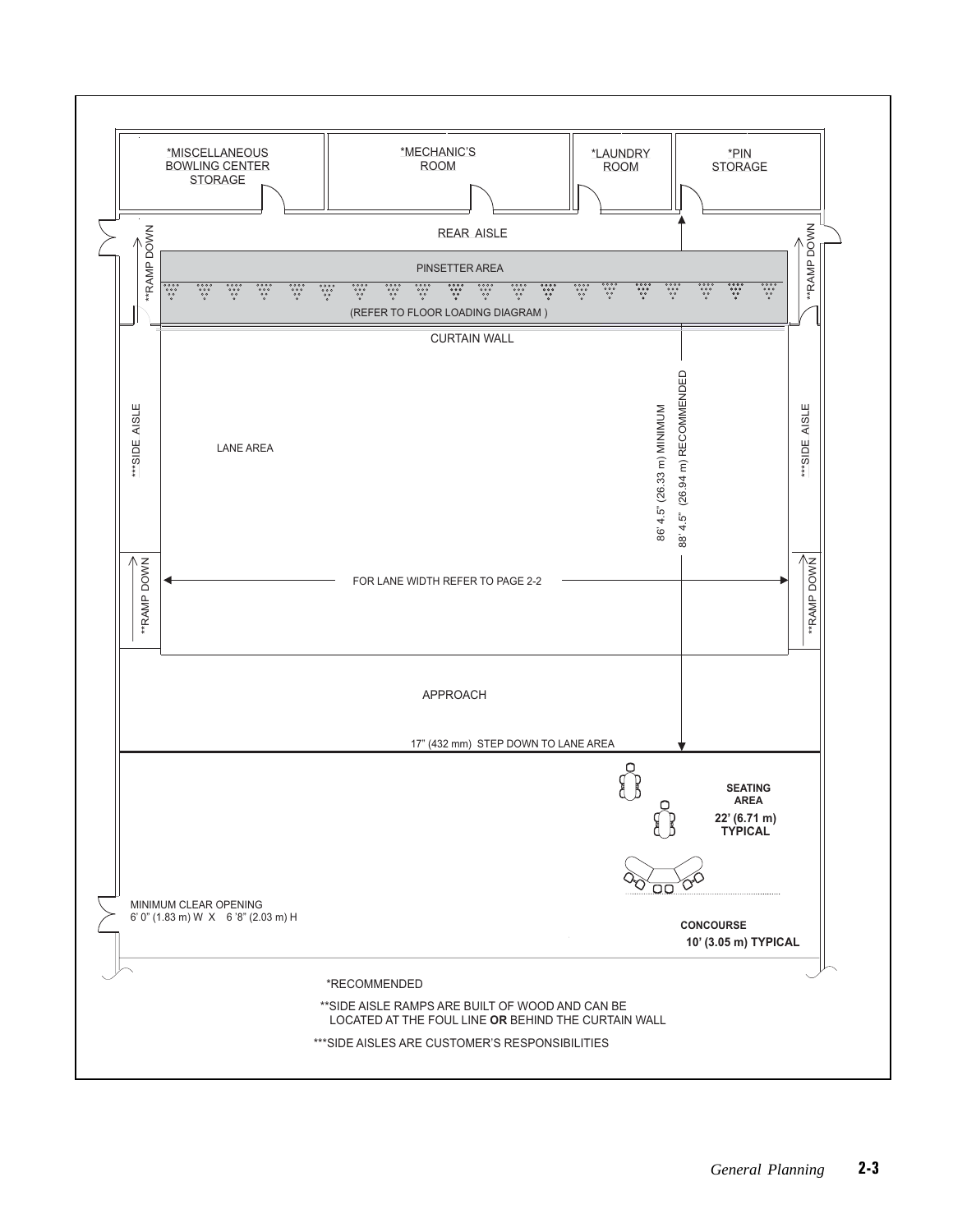*MISCELLANEOUS BOWLING CENTER STORAGE

*MECHANIC'S ROOM

*LAUNDRY ROOM

*PIN STORAGE

REAR AISLE

**RAMP DOWN

**RAMP DOWN

PINSETTER AREA

(REFER TO FLOOR LOADING DIAGRAM )

CURTAIN WALL

***SIDE AISLE

LANE AREA

86' 4.5" (26.33 m) MINIMUM

88' 4.5" (26.94 m) RECOMMENDED

***SIDE AISLE

**RAMP DOWN

FOR LANE WIDTH REFER TO PAGE 2-2

**RAMP DOWN

APPROACH

17" (432 mm) STEP DOWN TO LANE AREA

**SEATING AREA**
**22' (6.71 m) TYPICAL**

MINIMUM CLEAR OPENING
6' 0" (1.83 m) W X 6 '8" (2.03 m) H

**CONCOURSE**
**10' (3.05 m) TYPICAL**

*RECOMMENDED

**SIDE AISLE RAMPS ARE BUILT OF WOOD AND CAN BE LOCATED AT THE FOUL LINE **OR** BEHIND THE CURTAIN WALL

***SIDE AISLES ARE CUSTOMER'S RESPONSIBILITIES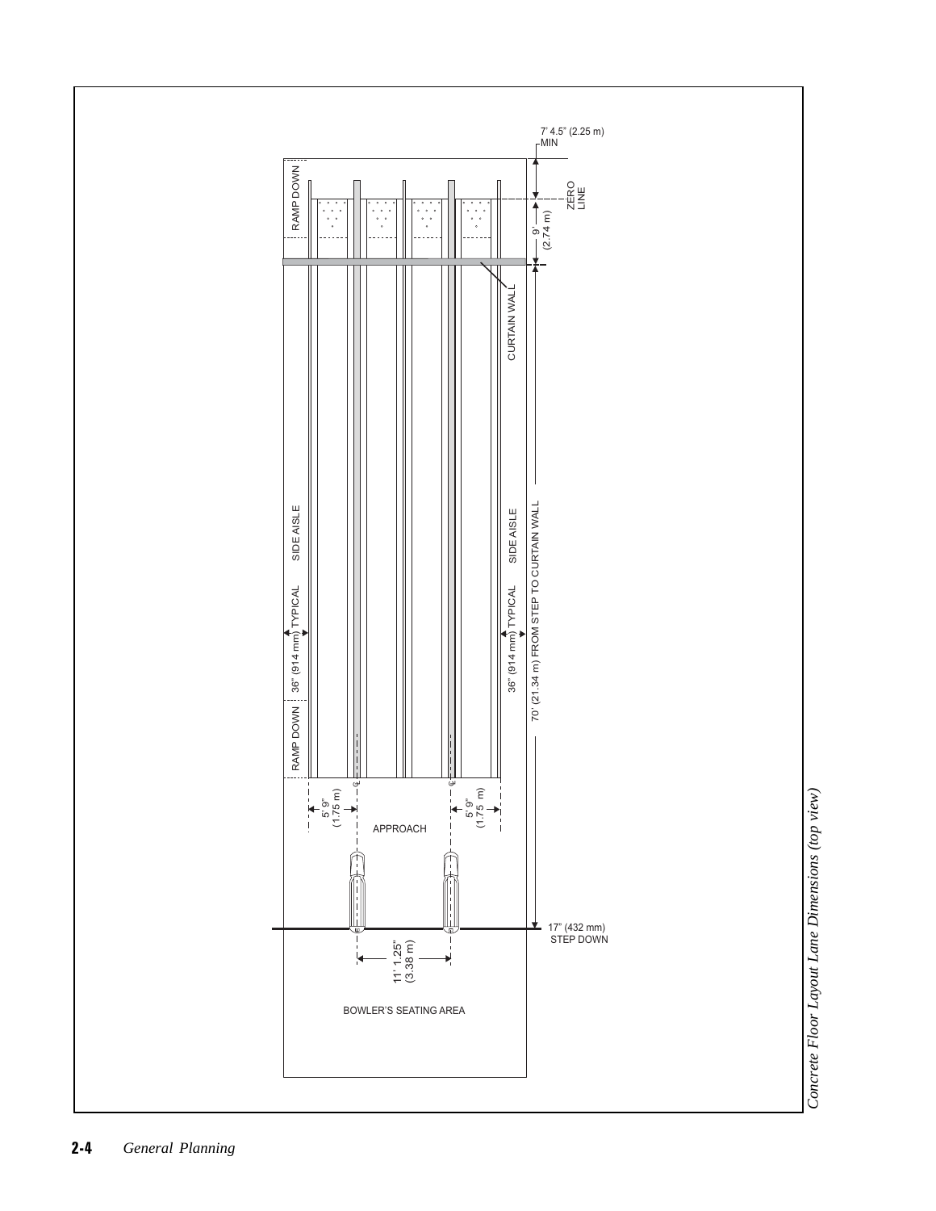RAMP DOWN

ZERO LINE

7' 4.5" (2.25 m) MIN

9' (2.74 m)

CURTAIN WALL

SIDE AISLE

SIDE AISLE

36" (914 mm) TYPICAL

36" (914 mm) TYPICAL

70' (21.34 m) FROM STEP TO CURTAIN WALL

RAMP DOWN

5' 9" (1.75 m)

5' 9" (1.75 m)

APPROACH

17" (432 mm) STEP DOWN

11' 1.25" (3.38 m)

BOWLER'S SEATING AREA

*Concrete Floor Layout Lane Dimensions (top view)*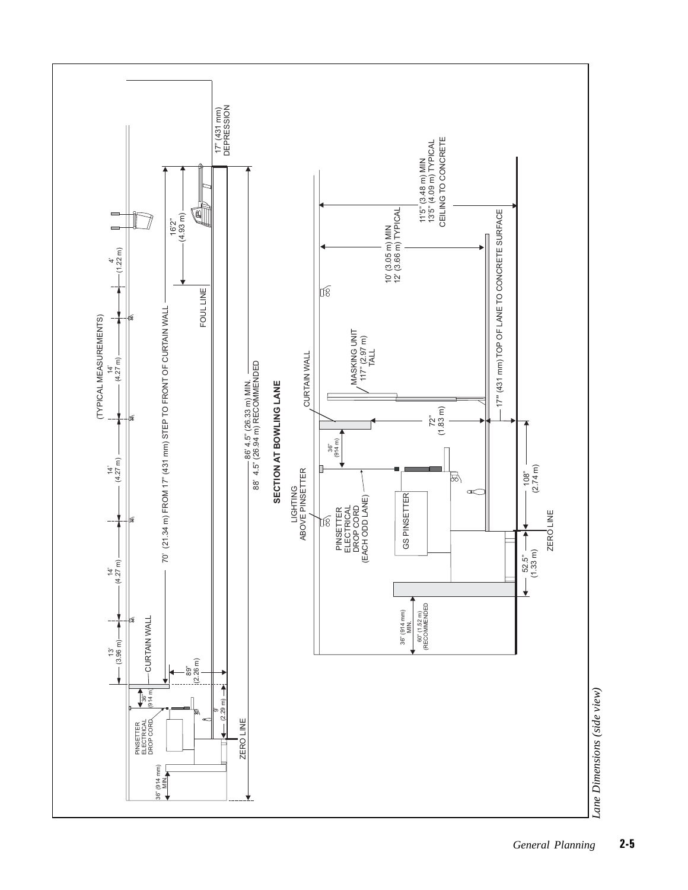(TYPICAL MEASUREMENTS)

13' (3.96 m) — 14' (4.27 m) — 14' (4.27 m) — 14' (4.27 m) — 4' (1.22 m)

CURTAIN WALL

PINSETTER ELECTRICAL DROP CORD

36" (914 m)

89" (2.26 m)

9" (2.29 m)

36" (914 mm) MIN.

ZERO LINE

70' (21.34 m) FROM 17" (431 mm) STEP TO FRONT OF CURTAIN WALL

16'2" (4.93 m)

FOUL LINE

17" (431 mm) DEPRESSION

86' 4.5" (26.33 m) MIN.
88' 4.5" (26.94 m) RECOMMENDED

**SECTION AT BOWLING LANE**

LIGHTING ABOVE PINSETTER

PINSETTER ELECTRICAL DROP CORD (EACH ODD LANE)

36" (914 m)

CURTAIN WALL

MASKING UNIT 117" (2.97 m) TALL

GS PINSETTER

72" (1.83 m)

10' (3.05 m) MIN
12' (3.66 m) TYPICAL

11'5" (3.48 m) MIN
13'5" (4.09 m) TYPICAL
CEILING TO CONCRETE

17" (431 mm) TOP OF LANE TO CONCRETE SURFACE

36" (914 mm) MIN.
60" (1.52 m) (RECOMMENDED

52.5" (1.33 m)

108" (2.74 m)

ZERO LINE

*Lane Dimensions (side view)*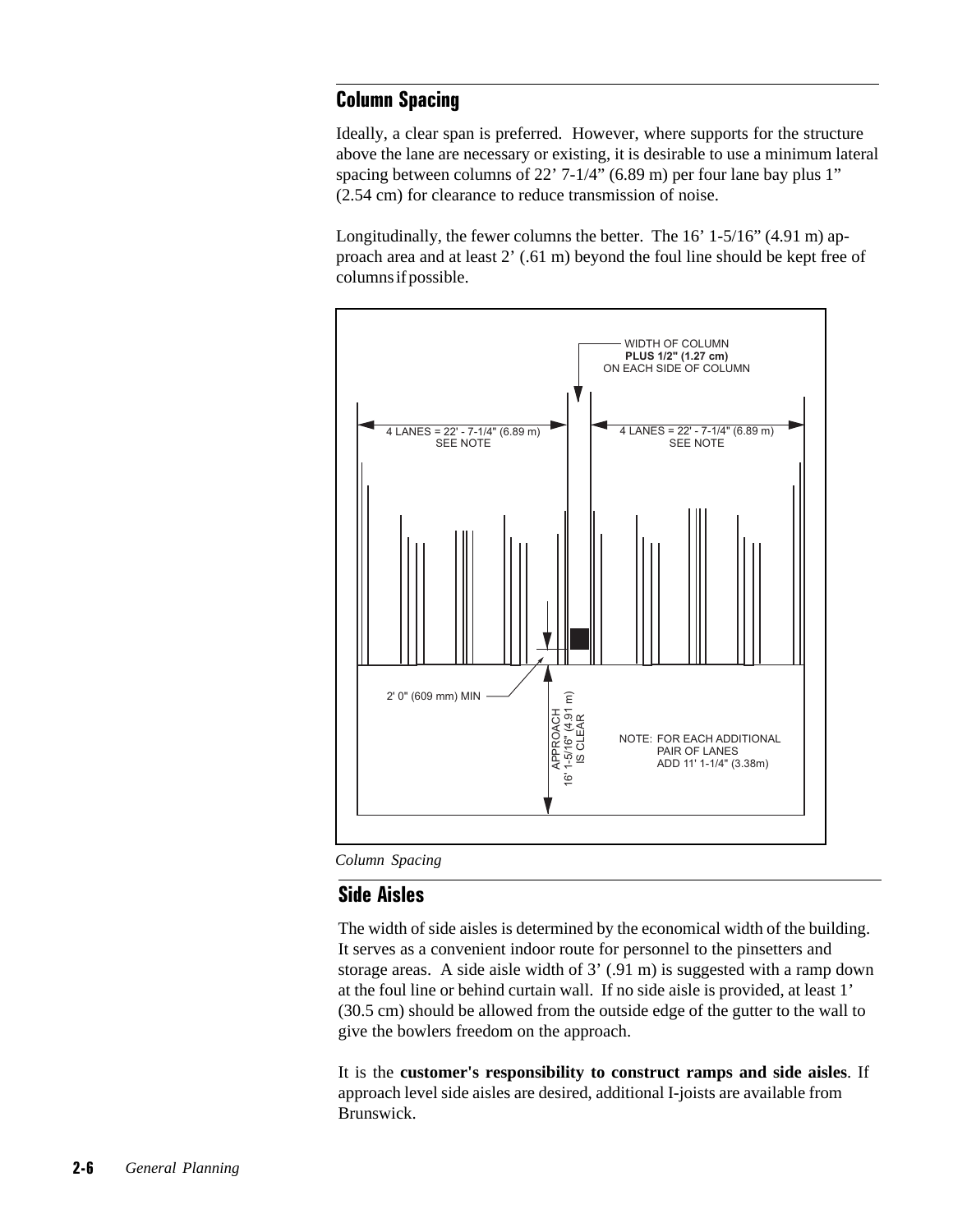## Column Spacing

Ideally, a clear span is preferred. However, where supports for the structure above the lane are necessary or existing, it is desirable to use a minimum lateral spacing between columns of 22' 7-1/4" (6.89 m) per four lane bay plus 1" (2.54 cm) for clearance to reduce transmission of noise.

Longitudinally, the fewer columns the better. The 16' 1-5/16" (4.91 m) approach area and at least 2' (.61 m) beyond the foul line should be kept free of columns if possible.

WIDTH OF COLUMN **PLUS 1/2" (1.27 cm)** ON EACH SIDE OF COLUMN

4 LANES = 22' - 7-1/4" (6.89 m) SEE NOTE

4 LANES = 22' - 7-1/4" (6.89 m) SEE NOTE

2' 0" (609 mm) MIN

APPROACH 16' 1-5/16" (4.91 m) IS CLEAR

NOTE: FOR EACH ADDITIONAL PAIR OF LANES ADD 11' 1-1/4" (3.38m)

*Column Spacing*

## Side Aisles

The width of side aisles is determined by the economical width of the building. It serves as a convenient indoor route for personnel to the pinsetters and storage areas. A side aisle width of 3' (.91 m) is suggested with a ramp down at the foul line or behind curtain wall. If no side aisle is provided, at least 1' (30.5 cm) should be allowed from the outside edge of the gutter to the wall to give the bowlers freedom on the approach.

It is the **customer's responsibility to construct ramps and side aisles**. If approach level side aisles are desired, additional I-joists are available from Brunswick.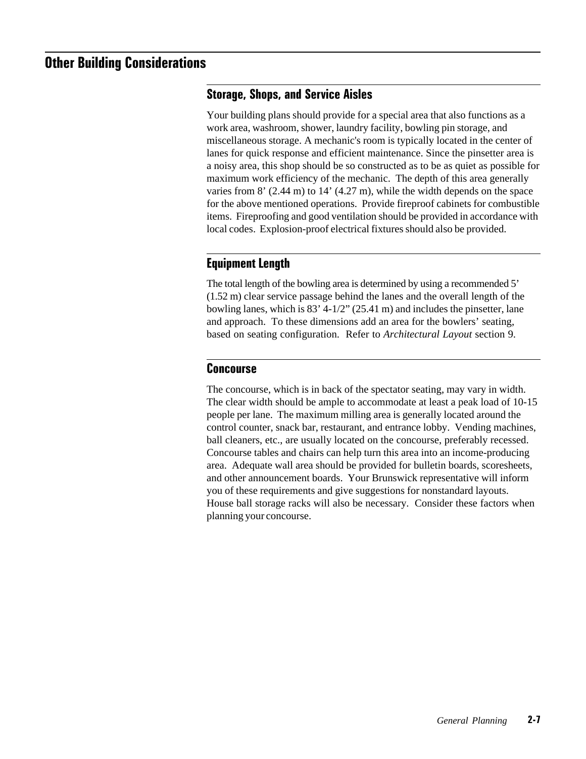## Other Building Considerations

### Storage, Shops, and Service Aisles

Your building plans should provide for a special area that also functions as a work area, washroom, shower, laundry facility, bowling pin storage, and miscellaneous storage. A mechanic's room is typically located in the center of lanes for quick response and efficient maintenance. Since the pinsetter area is a noisy area, this shop should be so constructed as to be as quiet as possible for maximum work efficiency of the mechanic. The depth of this area generally varies from 8' (2.44 m) to 14' (4.27 m), while the width depends on the space for the above mentioned operations. Provide fireproof cabinets for combustible items. Fireproofing and good ventilation should be provided in accordance with local codes. Explosion-proof electrical fixtures should also be provided.

### Equipment Length

The total length of the bowling area is determined by using a recommended 5' (1.52 m) clear service passage behind the lanes and the overall length of the bowling lanes, which is 83' 4-1/2" (25.41 m) and includes the pinsetter, lane and approach. To these dimensions add an area for the bowlers' seating, based on seating configuration. Refer to *Architectural Layout* section 9.

### Concourse

The concourse, which is in back of the spectator seating, may vary in width. The clear width should be ample to accommodate at least a peak load of 10-15 people per lane. The maximum milling area is generally located around the control counter, snack bar, restaurant, and entrance lobby. Vending machines, ball cleaners, etc., are usually located on the concourse, preferably recessed. Concourse tables and chairs can help turn this area into an income-producing area. Adequate wall area should be provided for bulletin boards, scoresheets, and other announcement boards. Your Brunswick representative will inform you of these requirements and give suggestions for nonstandard layouts. House ball storage racks will also be necessary. Consider these factors when planning your concourse.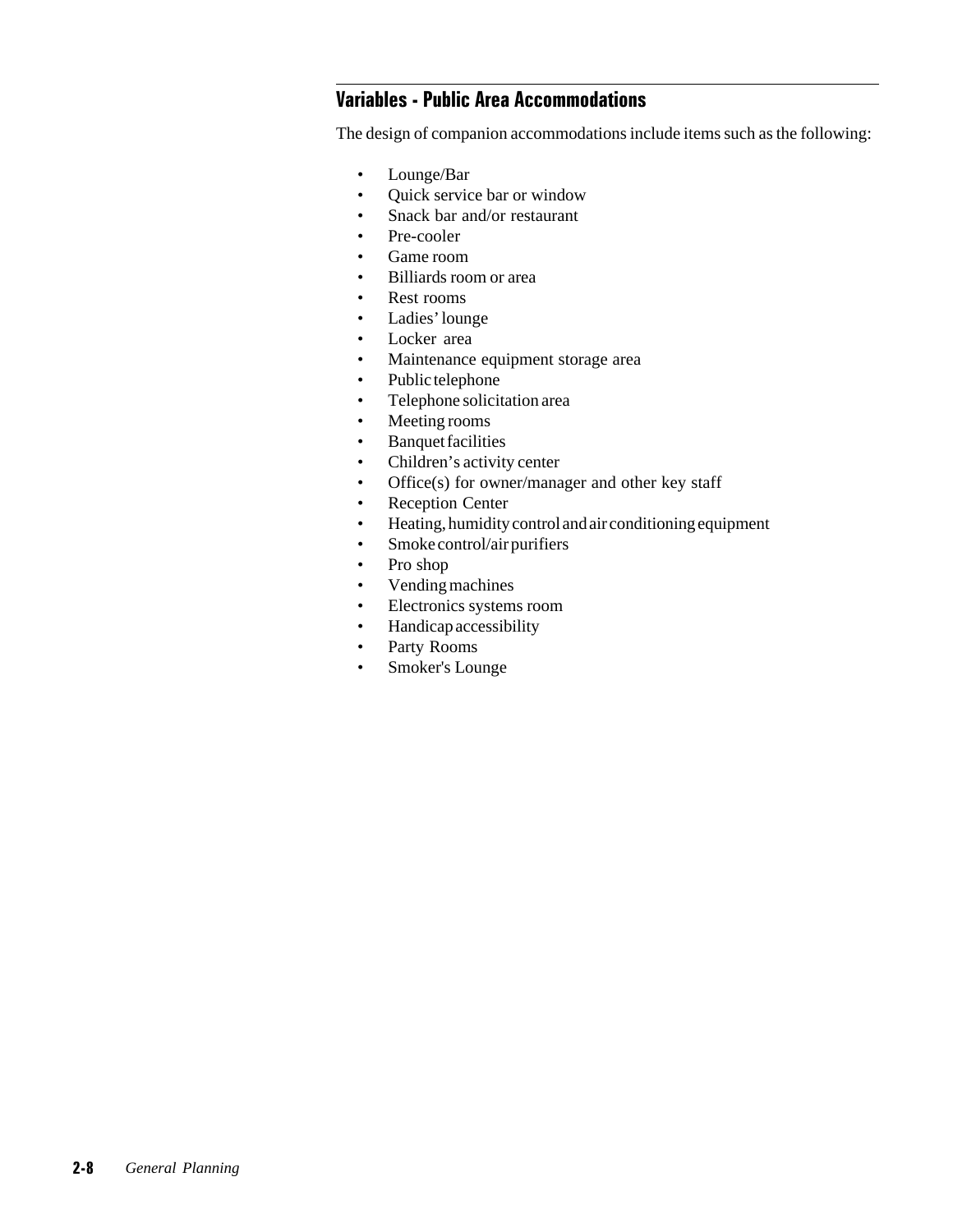## Variables - Public Area Accommodations

The design of companion accommodations include items such as the following:

- Lounge/Bar
- Quick service bar or window
- Snack bar and/or restaurant
- Pre-cooler
- Game room
- Billiards room or area
- Rest rooms
- Ladies' lounge
- Locker area
- Maintenance equipment storage area
- Public telephone
- Telephone solicitation area
- Meeting rooms
- Banquet facilities
- Children's activity center
- Office(s) for owner/manager and other key staff
- Reception Center
- Heating, humidity control and air conditioning equipment
- Smoke control/air purifiers
- Pro shop
- Vending machines
- Electronics systems room
- Handicap accessibility
- Party Rooms
- Smoker's Lounge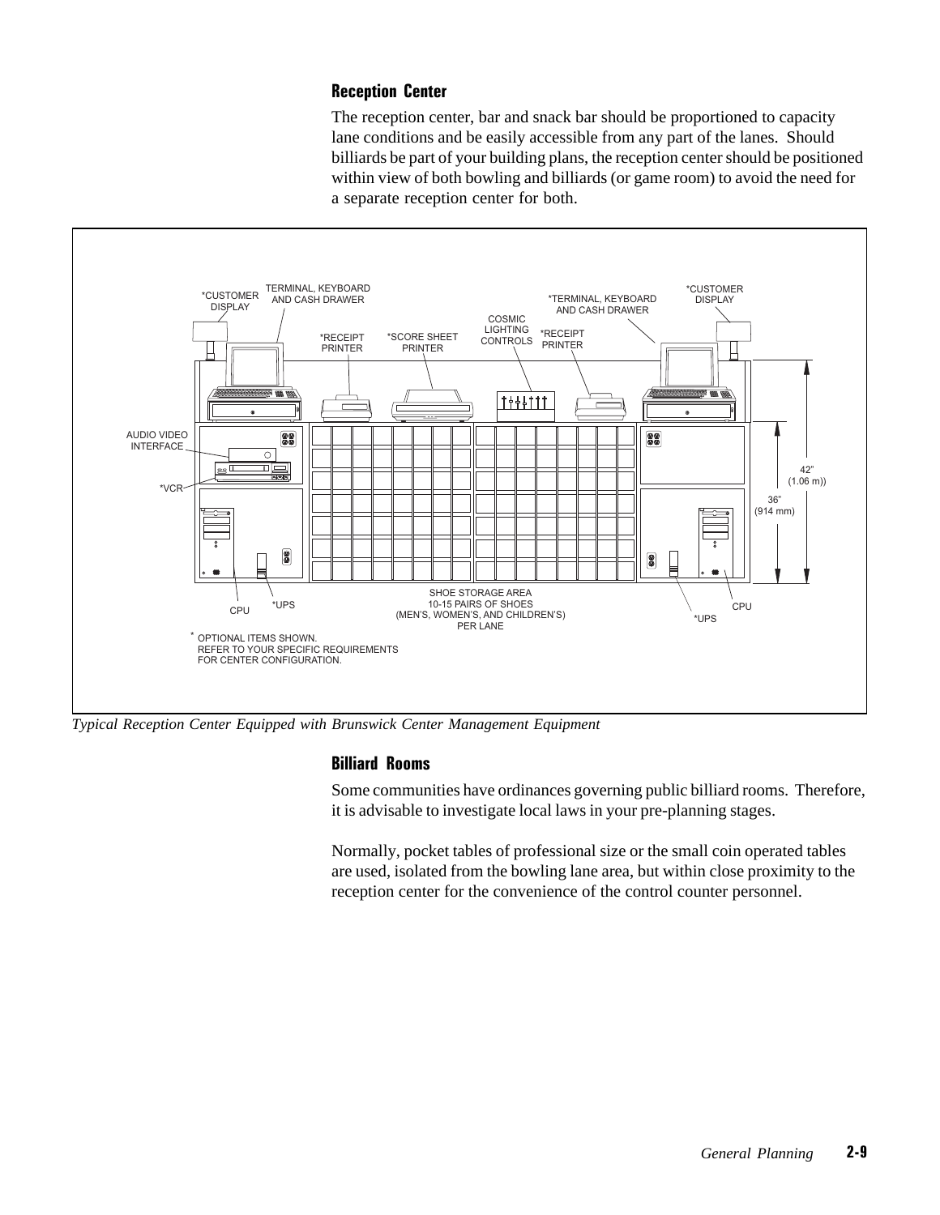## Reception Center

The reception center, bar and snack bar should be proportioned to capacity lane conditions and be easily accessible from any part of the lanes. Should billiards be part of your building plans, the reception center should be positioned within view of both bowling and billiards (or game room) to avoid the need for a separate reception center for both.

*Typical Reception Center Equipped with Brunswick Center Management Equipment*

## Billiard Rooms

Some communities have ordinances governing public billiard rooms. Therefore, it is advisable to investigate local laws in your pre-planning stages.

Normally, pocket tables of professional size or the small coin operated tables are used, isolated from the bowling lane area, but within close proximity to the reception center for the convenience of the control counter personnel.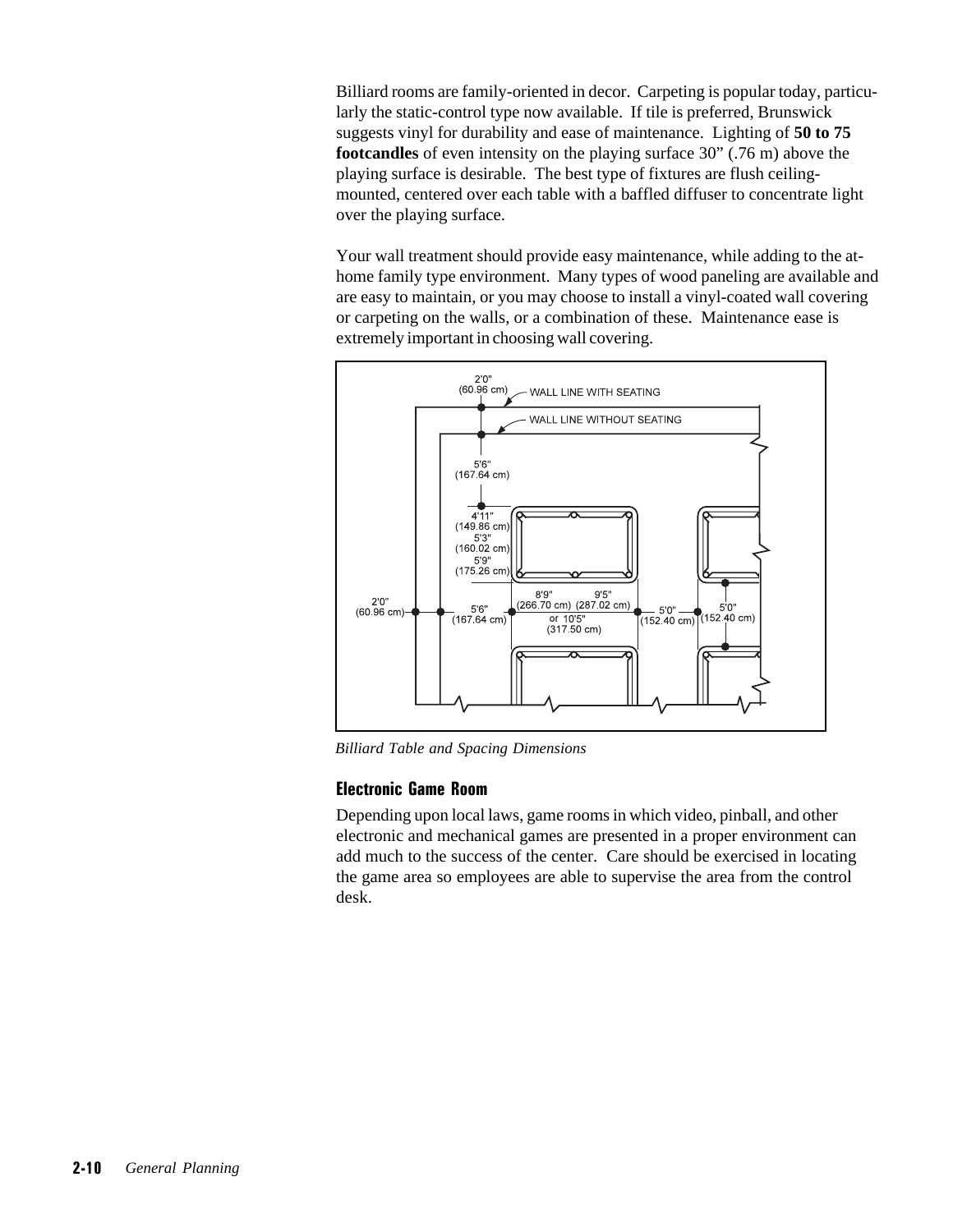Billiard rooms are family-oriented in decor. Carpeting is popular today, particularly the static-control type now available. If tile is preferred, Brunswick suggests vinyl for durability and ease of maintenance. Lighting of **50 to 75 footcandles** of even intensity on the playing surface 30" (.76 m) above the playing surface is desirable. The best type of fixtures are flush ceiling-mounted, centered over each table with a baffled diffuser to concentrate light over the playing surface.

Your wall treatment should provide easy maintenance, while adding to the at-home family type environment. Many types of wood paneling are available and are easy to maintain, or you may choose to install a vinyl-coated wall covering or carpeting on the walls, or a combination of these. Maintenance ease is extremely important in choosing wall covering.

2'0" (60.96 cm) — WALL LINE WITH SEATING

WALL LINE WITHOUT SEATING

5'6" (167.64 cm)

4'11" (149.86 cm) 5'3" (160.02 cm) 5'9" (175.26 cm)

2'0" (60.96 cm)

5'6" (167.64 cm)

8'9" (266.70 cm) 9'5" (287.02 cm) or 10'5" (317.50 cm)

5'0" (152.40 cm)

5'0" (152.40 cm)

*Billiard Table and Spacing Dimensions*

### Electronic Game Room

Depending upon local laws, game rooms in which video, pinball, and other electronic and mechanical games are presented in a proper environment can add much to the success of the center. Care should be exercised in locating the game area so employees are able to supervise the area from the control desk.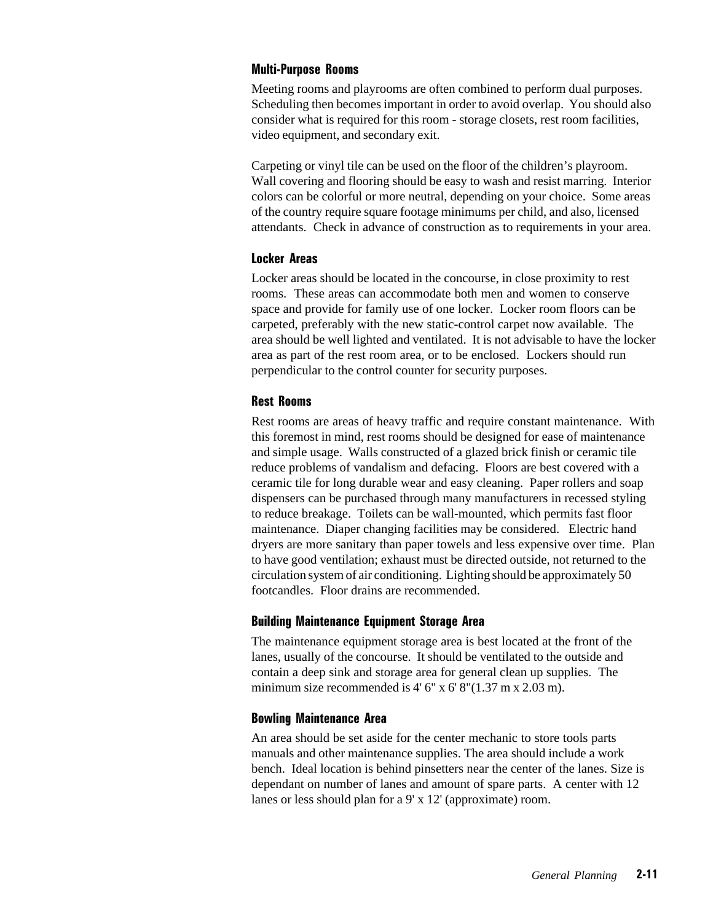### Multi-Purpose Rooms

Meeting rooms and playrooms are often combined to perform dual purposes. Scheduling then becomes important in order to avoid overlap. You should also consider what is required for this room - storage closets, rest room facilities, video equipment, and secondary exit.

Carpeting or vinyl tile can be used on the floor of the children's playroom. Wall covering and flooring should be easy to wash and resist marring. Interior colors can be colorful or more neutral, depending on your choice. Some areas of the country require square footage minimums per child, and also, licensed attendants. Check in advance of construction as to requirements in your area.

### Locker Areas

Locker areas should be located in the concourse, in close proximity to rest rooms. These areas can accommodate both men and women to conserve space and provide for family use of one locker. Locker room floors can be carpeted, preferably with the new static-control carpet now available. The area should be well lighted and ventilated. It is not advisable to have the locker area as part of the rest room area, or to be enclosed. Lockers should run perpendicular to the control counter for security purposes.

### Rest Rooms

Rest rooms are areas of heavy traffic and require constant maintenance. With this foremost in mind, rest rooms should be designed for ease of maintenance and simple usage. Walls constructed of a glazed brick finish or ceramic tile reduce problems of vandalism and defacing. Floors are best covered with a ceramic tile for long durable wear and easy cleaning. Paper rollers and soap dispensers can be purchased through many manufacturers in recessed styling to reduce breakage. Toilets can be wall-mounted, which permits fast floor maintenance. Diaper changing facilities may be considered. Electric hand dryers are more sanitary than paper towels and less expensive over time. Plan to have good ventilation; exhaust must be directed outside, not returned to the circulation system of air conditioning. Lighting should be approximately 50 footcandles. Floor drains are recommended.

### Building Maintenance Equipment Storage Area

The maintenance equipment storage area is best located at the front of the lanes, usually of the concourse. It should be ventilated to the outside and contain a deep sink and storage area for general clean up supplies. The minimum size recommended is 4' 6" x 6' 8"(1.37 m x 2.03 m).

### Bowling Maintenance Area

An area should be set aside for the center mechanic to store tools parts manuals and other maintenance supplies. The area should include a work bench. Ideal location is behind pinsetters near the center of the lanes. Size is dependant on number of lanes and amount of spare parts. A center with 12 lanes or less should plan for a 9' x 12' (approximate) room.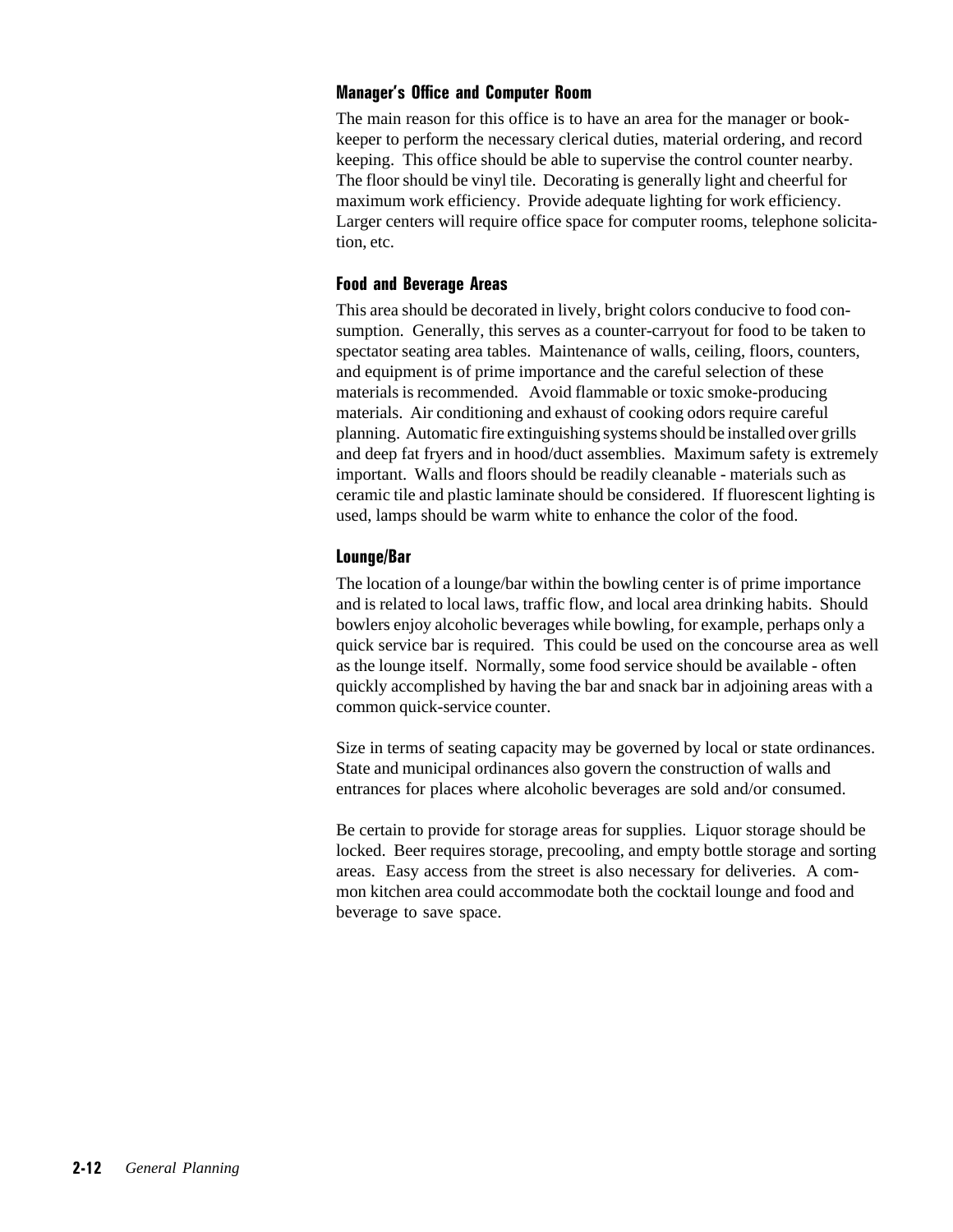### Manager's Office and Computer Room

The main reason for this office is to have an area for the manager or bookkeeper to perform the necessary clerical duties, material ordering, and record keeping. This office should be able to supervise the control counter nearby. The floor should be vinyl tile. Decorating is generally light and cheerful for maximum work efficiency. Provide adequate lighting for work efficiency. Larger centers will require office space for computer rooms, telephone solicitation, etc.

### Food and Beverage Areas

This area should be decorated in lively, bright colors conducive to food consumption. Generally, this serves as a counter-carryout for food to be taken to spectator seating area tables. Maintenance of walls, ceiling, floors, counters, and equipment is of prime importance and the careful selection of these materials is recommended. Avoid flammable or toxic smoke-producing materials. Air conditioning and exhaust of cooking odors require careful planning. Automatic fire extinguishing systems should be installed over grills and deep fat fryers and in hood/duct assemblies. Maximum safety is extremely important. Walls and floors should be readily cleanable - materials such as ceramic tile and plastic laminate should be considered. If fluorescent lighting is used, lamps should be warm white to enhance the color of the food.

### Lounge/Bar

The location of a lounge/bar within the bowling center is of prime importance and is related to local laws, traffic flow, and local area drinking habits. Should bowlers enjoy alcoholic beverages while bowling, for example, perhaps only a quick service bar is required. This could be used on the concourse area as well as the lounge itself. Normally, some food service should be available - often quickly accomplished by having the bar and snack bar in adjoining areas with a common quick-service counter.

Size in terms of seating capacity may be governed by local or state ordinances. State and municipal ordinances also govern the construction of walls and entrances for places where alcoholic beverages are sold and/or consumed.

Be certain to provide for storage areas for supplies. Liquor storage should be locked. Beer requires storage, precooling, and empty bottle storage and sorting areas. Easy access from the street is also necessary for deliveries. A common kitchen area could accommodate both the cocktail lounge and food and beverage to save space.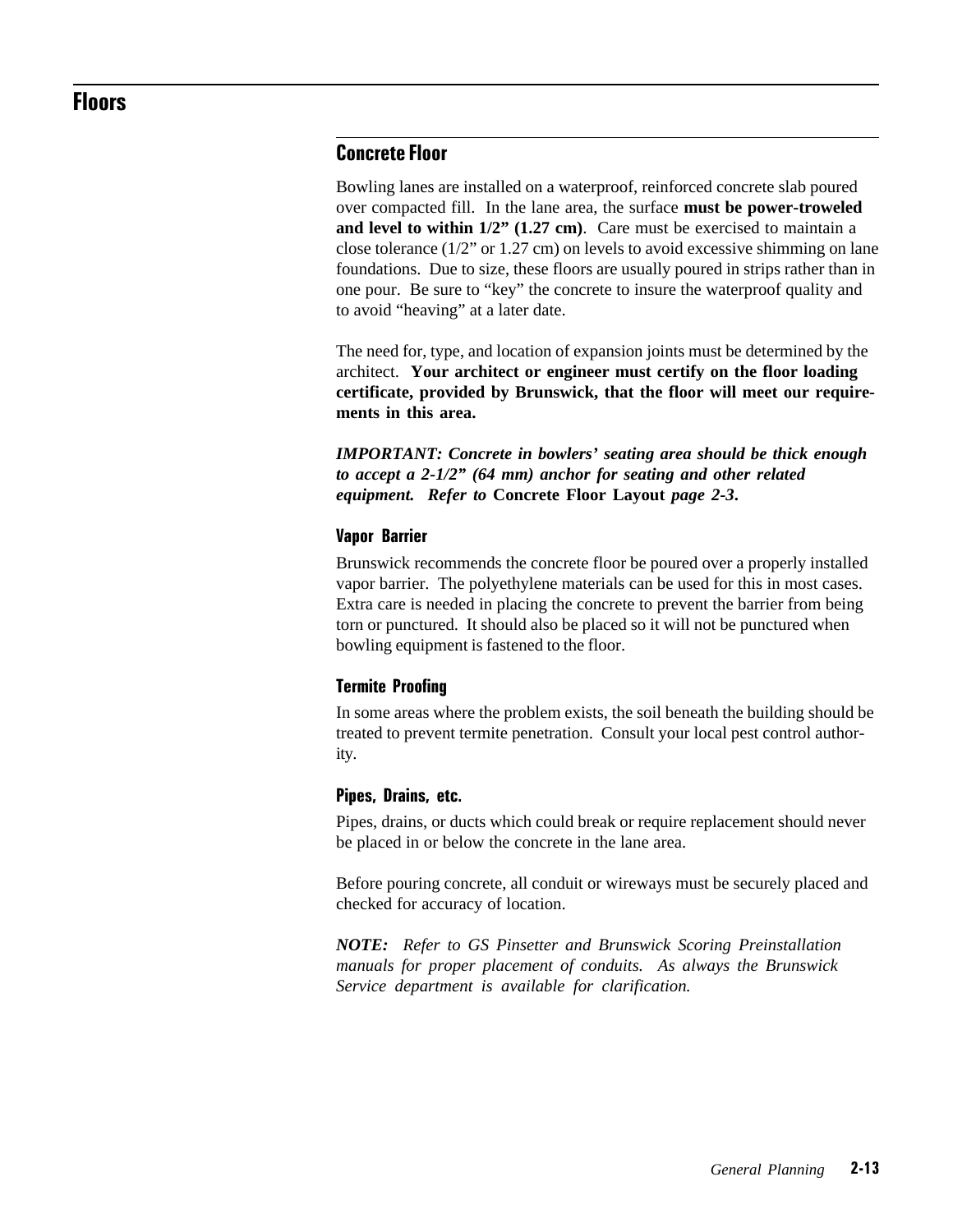# Floors

## Concrete Floor

Bowling lanes are installed on a waterproof, reinforced concrete slab poured over compacted fill. In the lane area, the surface **must be power-troweled and level to within 1/2" (1.27 cm)**. Care must be exercised to maintain a close tolerance (1/2" or 1.27 cm) on levels to avoid excessive shimming on lane foundations. Due to size, these floors are usually poured in strips rather than in one pour. Be sure to "key" the concrete to insure the waterproof quality and to avoid "heaving" at a later date.

The need for, type, and location of expansion joints must be determined by the architect. **Your architect or engineer must certify on the floor loading certificate, provided by Brunswick, that the floor will meet our requirements in this area.**

***IMPORTANT: Concrete in bowlers' seating area should be thick enough to accept a 2-1/2" (64 mm) anchor for seating and other related equipment. Refer to*** **Concrete Floor Layout** ***page 2-3.***

### Vapor Barrier

Brunswick recommends the concrete floor be poured over a properly installed vapor barrier. The polyethylene materials can be used for this in most cases. Extra care is needed in placing the concrete to prevent the barrier from being torn or punctured. It should also be placed so it will not be punctured when bowling equipment is fastened to the floor.

### Termite Proofing

In some areas where the problem exists, the soil beneath the building should be treated to prevent termite penetration. Consult your local pest control authority.

### Pipes, Drains, etc.

Pipes, drains, or ducts which could break or require replacement should never be placed in or below the concrete in the lane area.

Before pouring concrete, all conduit or wireways must be securely placed and checked for accuracy of location.

***NOTE:*** *Refer to GS Pinsetter and Brunswick Scoring Preinstallation manuals for proper placement of conduits. As always the Brunswick Service department is available for clarification.*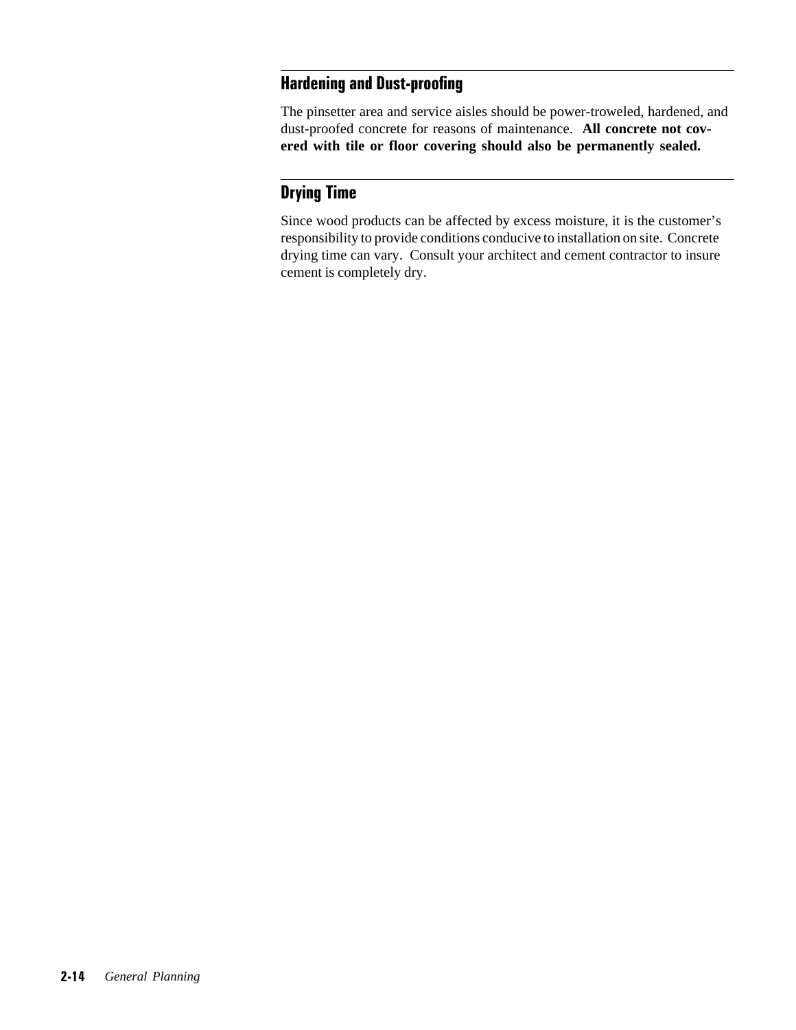## Hardening and Dust-proofing

The pinsetter area and service aisles should be power-troweled, hardened, and dust-proofed concrete for reasons of maintenance. **All concrete not covered with tile or floor covering should also be permanently sealed.**

## Drying Time

Since wood products can be affected by excess moisture, it is the customer's responsibility to provide conditions conducive to installation on site. Concrete drying time can vary. Consult your architect and cement contractor to insure cement is completely dry.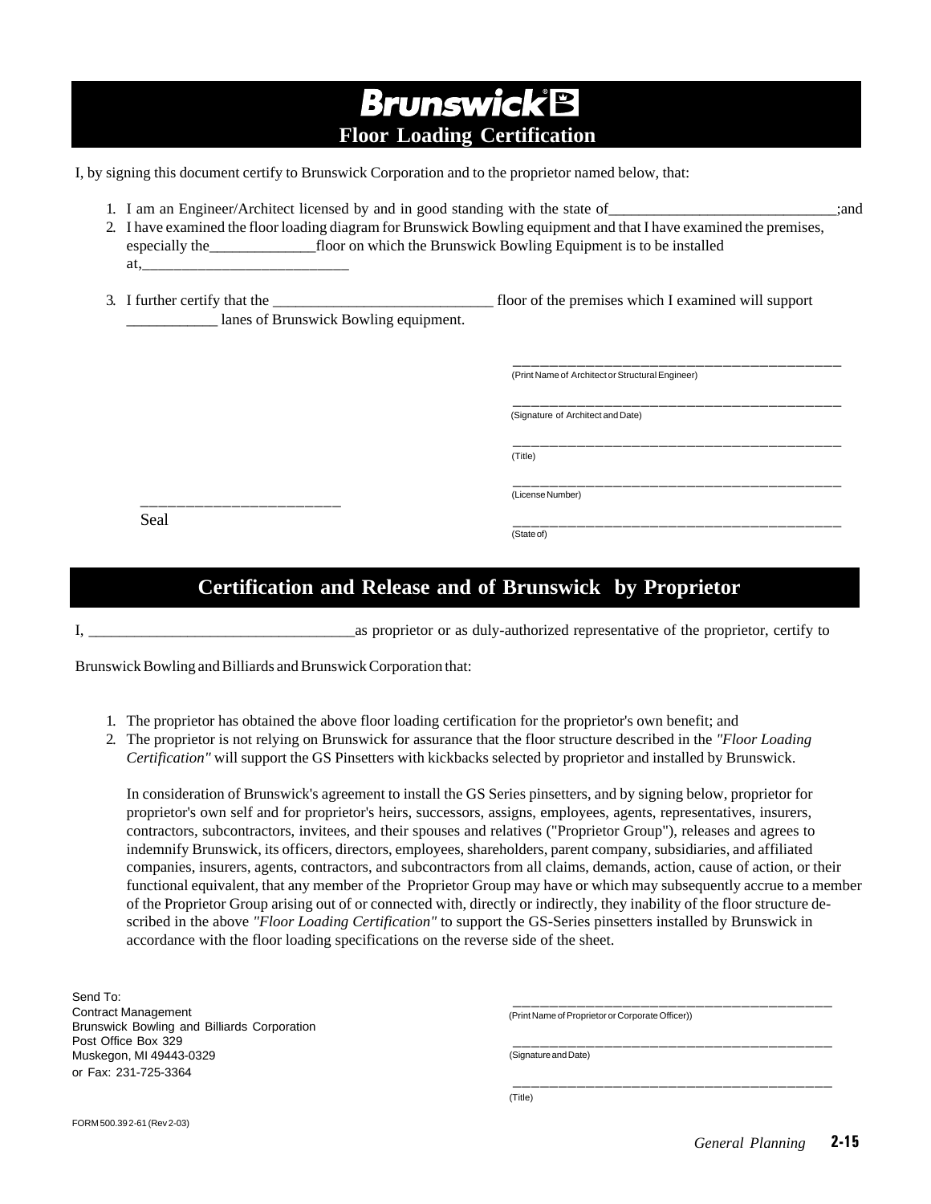# Brunswick

## Floor Loading Certification

I, by signing this document certify to Brunswick Corporation and to the proprietor named below, that:

1. I am an Engineer/Architect licensed by and in good standing with the state of______________________________;and
2. I have examined the floor loading diagram for Brunswick Bowling equipment and that I have examined the premises, especially the______________floor on which the Brunswick Bowling Equipment is to be installed at,____________________________
3. I further certify that the _____________________________ floor of the premises which I examined will support ____________ lanes of Brunswick Bowling equipment.

_____________________________________________
(Print Name of Architect or Structural Engineer)

_____________________________________________
(Signature of Architect and Date)

_____________________________________________
(Title)

_____________________________________________
(License Number)

_________________________
Seal

_____________________________________________
(State of)

## Certification and Release and of Brunswick by Proprietor

I, ___________________________________as proprietor or as duly-authorized representative of the proprietor, certify to Brunswick Bowling and Billiards and Brunswick Corporation that:

1. The proprietor has obtained the above floor loading certification for the proprietor's own benefit; and
2. The proprietor is not relying on Brunswick for assurance that the floor structure described in the *"Floor Loading Certification"* will support the GS Pinsetters with kickbacks selected by proprietor and installed by Brunswick.

   In consideration of Brunswick's agreement to install the GS Series pinsetters, and by signing below, proprietor for proprietor's own self and for proprietor's heirs, successors, assigns, employees, agents, representatives, insurers, contractors, subcontractors, invitees, and their spouses and relatives ("Proprietor Group"), releases and agrees to indemnify Brunswick, its officers, directors, employees, shareholders, parent company, subsidiaries, and affiliated companies, insurers, agents, contractors, and subcontractors from all claims, demands, action, cause of action, or their functional equivalent, that any member of the Proprietor Group may have or which may subsequently accrue to a member of the Proprietor Group arising out of or connected with, directly or indirectly, they inability of the floor structure described in the above *"Floor Loading Certification"* to support the GS-Series pinsetters installed by Brunswick in accordance with the floor loading specifications on the reverse side of the sheet.

Send To:
Contract Management
Brunswick Bowling and Billiards Corporation
Post Office Box 329
Muskegon, MI 49443-0329
or Fax: 231-725-3364

_____________________________________________
(Print Name of Proprietor or Corporate Officer))

_____________________________________________
(Signature and Date)

_____________________________________________
(Title)

FORM 500.39 2-61 (Rev 2-03)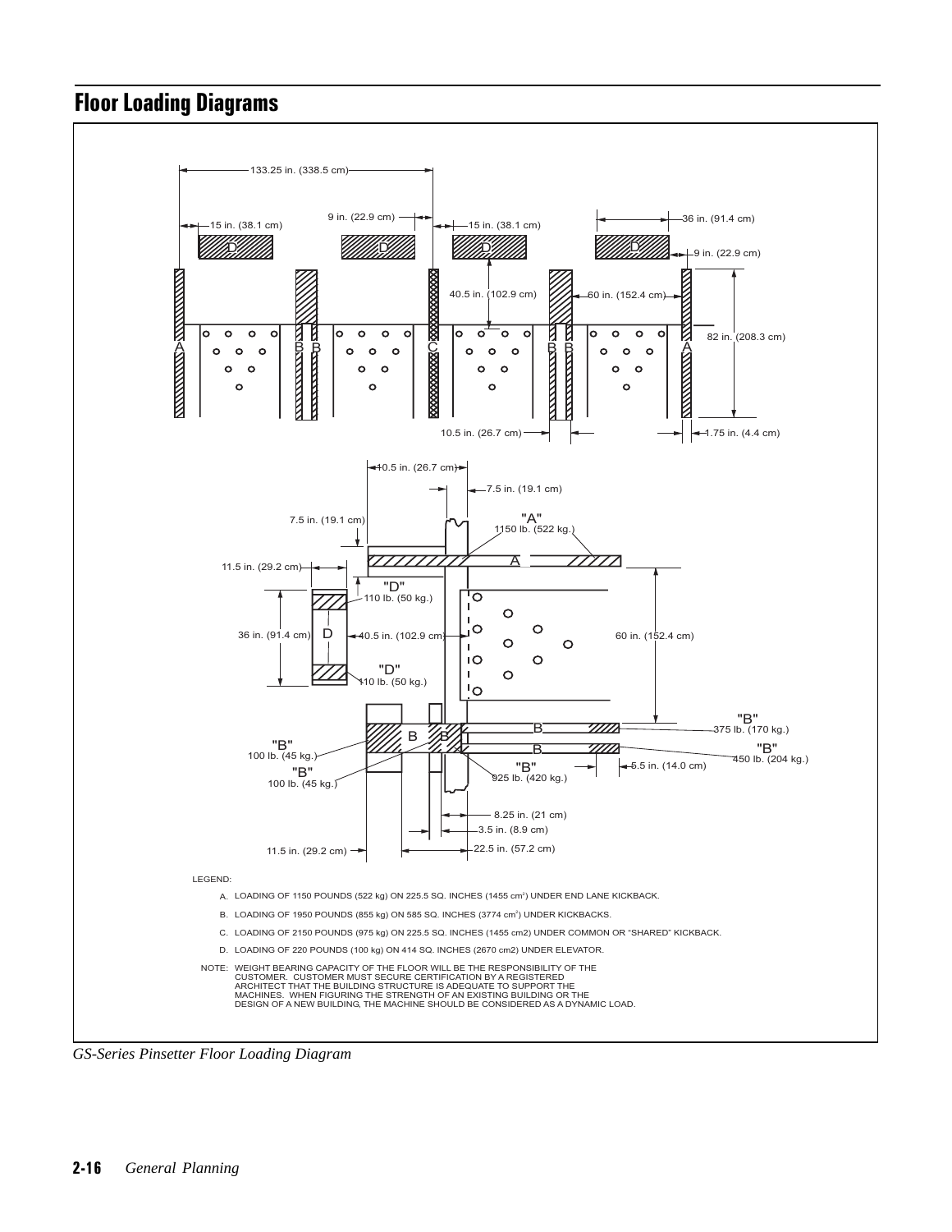# Floor Loading Diagrams

133.25 in. (338.5 cm)

15 in. (38.1 cm)

9 in. (22.9 cm)

15 in. (38.1 cm)

36 in. (91.4 cm)

9 in. (22.9 cm)

40.5 in. (102.9 cm)

60 in. (152.4 cm)

82 in. (208.3 cm)

10.5 in. (26.7 cm)

1.75 in. (4.4 cm)

10.5 in. (26.7 cm)

7.5 in. (19.1 cm)

7.5 in. (19.1 cm)

"A" 1150 lb. (522 kg.)

11.5 in. (29.2 cm)

"D" 110 lb. (50 kg.)

36 in. (91.4 cm)

40.5 in. (102.9 cm)

60 in. (152.4 cm)

"D" 110 lb. (50 kg.)

"B" 375 lb. (170 kg.)

"B" 100 lb. (45 kg.)

"B" 450 lb. (204 kg.)

"B" 100 lb. (45 kg.)

"B" 925 lb. (420 kg.)

5.5 in. (14.0 cm)

8.25 in. (21 cm)

3.5 in. (8.9 cm)

11.5 in. (29.2 cm)

22.5 in. (57.2 cm)

LEGEND:

A. LOADING OF 1150 POUNDS (522 kg) ON 225.5 SQ. INCHES (1455 $cm^2$) UNDER END LANE KICKBACK.

B. LOADING OF 1950 POUNDS (855 kg) ON 585 SQ. INCHES (3774 $cm^2$) UNDER KICKBACKS.

C. LOADING OF 2150 POUNDS (975 kg) ON 225.5 SQ. INCHES (1455 cm2) UNDER COMMON OR "SHARED" KICKBACK.

D. LOADING OF 220 POUNDS (100 kg) ON 414 SQ. INCHES (2670 cm2) UNDER ELEVATOR.

NOTE: WEIGHT BEARING CAPACITY OF THE FLOOR WILL BE THE RESPONSIBILITY OF THE CUSTOMER. CUSTOMER MUST SECURE CERTIFICATION BY A REGISTERED ARCHITECT THAT THE BUILDING STRUCTURE IS ADEQUATE TO SUPPORT THE MACHINES. WHEN FIGURING THE STRENGTH OF AN EXISTING BUILDING OR THE DESIGN OF A NEW BUILDING, THE MACHINE SHOULD BE CONSIDERED AS A DYNAMIC LOAD.

*GS-Series Pinsetter Floor Loading Diagram*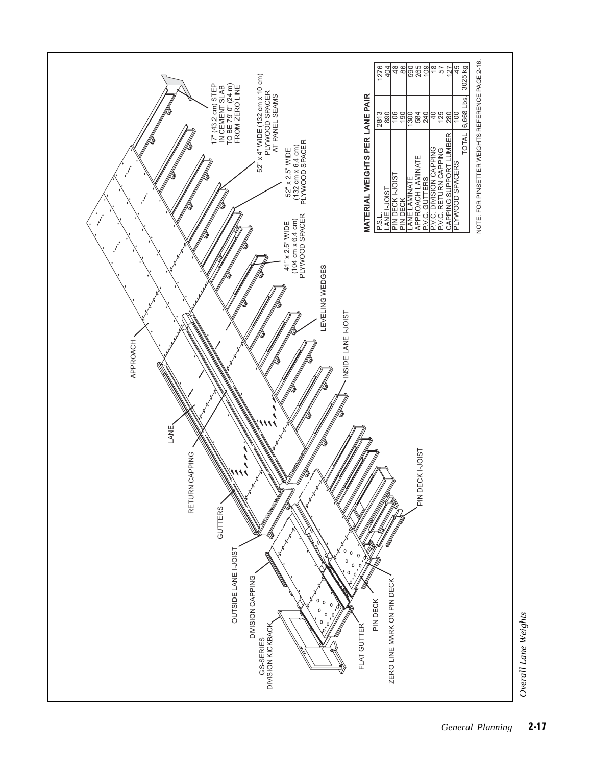APPROACH

LANE

RETURN CAPPING

GUTTERS

OUTSIDE LANE I-JOIST

DIVISION CAPPING

GS-SERIES DIVISION KICKBACK

FLAT GUTTER

PIN DECK

ZERO LINE MARK ON PIN DECK

PIN DECK I-JOIST

INSIDE LANE I-JOIST

LEVELING WEDGES

41" x 2.5" WIDE (104 cm x 6.4 cm) PLYWOOD SPACER

52" x 2.5" WIDE (132 cm x 6.4 cm) PLYWOOD SPACER

52" x 4" WIDE (132 cm x 10 cm) PLYWOOD SPACER AT PANEL SEAMS

17" (43.2 cm) STEP IN CEMENT SLAB TO BE 79' 0" (24 m) FROM ZERO LINE

**MATERIAL WEIGHTS PER LANE PAIR**

| | | |
|---|---|---|
| P.S.L. | 2813 | 1276 |
| LANE I-JOIST | 890 | 404 |
| PIN DECK I-JOIST | 106 | 48 |
| PIN DECK | 190 | 86 |
| LANE LAMINATE | 1300 | 590 |
| APPROACH LAMINATE | 584 | 265 |
| P.V.C. GUTTERS | 240 | 109 |
| P.V.C. DIVISION CAPPING | 40 | 18 |
| P.V.C. RETURN CAPPING | 125 | 57 |
| CAPPING SUPPORT LUMBER | 280 | 127 |
| PLYWOOD SPACERS | 100 | 45 |
| TOTAL | 6,668 Lbs. | 3025 kg |

NOTE: FOR PINSETTER WEIGHTS REFERENCE PAGE 2-16.

*Overall Lane Weights*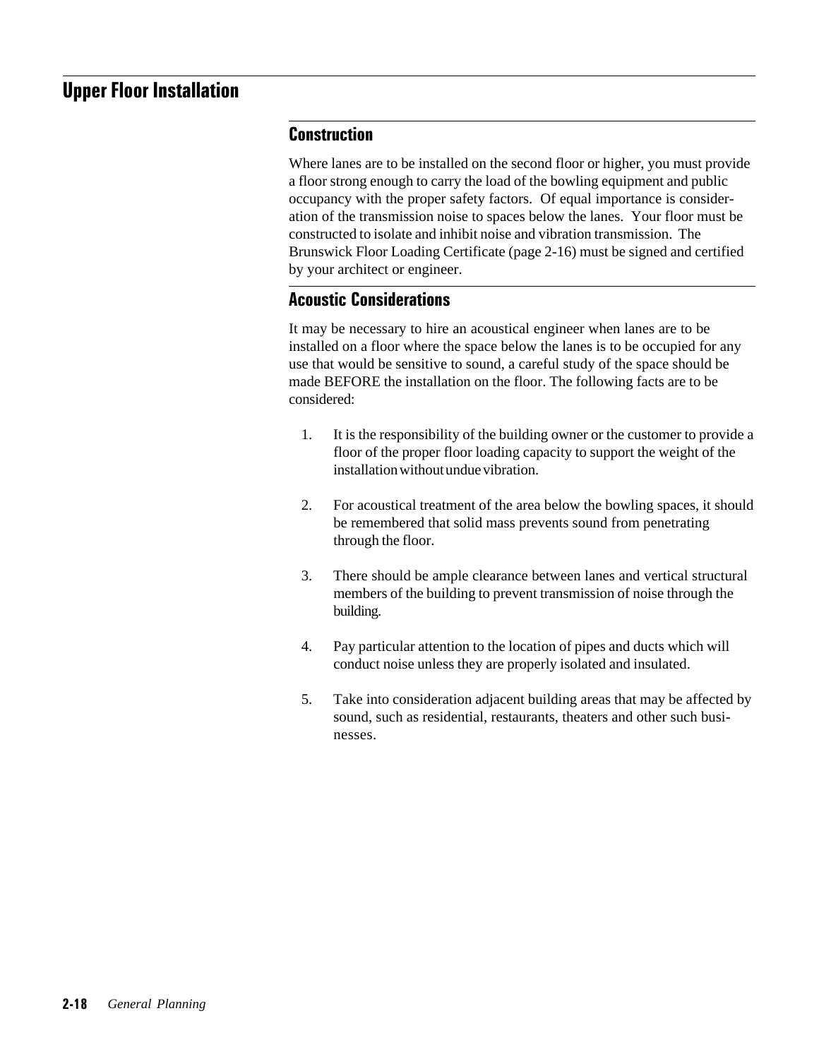# Upper Floor Installation

## Construction

Where lanes are to be installed on the second floor or higher, you must provide a floor strong enough to carry the load of the bowling equipment and public occupancy with the proper safety factors. Of equal importance is consideration of the transmission noise to spaces below the lanes. Your floor must be constructed to isolate and inhibit noise and vibration transmission. The Brunswick Floor Loading Certificate (page 2-16) must be signed and certified by your architect or engineer.

## Acoustic Considerations

It may be necessary to hire an acoustical engineer when lanes are to be installed on a floor where the space below the lanes is to be occupied for any use that would be sensitive to sound, a careful study of the space should be made BEFORE the installation on the floor. The following facts are to be considered:

1. It is the responsibility of the building owner or the customer to provide a floor of the proper floor loading capacity to support the weight of the installation without undue vibration.

2. For acoustical treatment of the area below the bowling spaces, it should be remembered that solid mass prevents sound from penetrating through the floor.

3. There should be ample clearance between lanes and vertical structural members of the building to prevent transmission of noise through the building.

4. Pay particular attention to the location of pipes and ducts which will conduct noise unless they are properly isolated and insulated.

5. Take into consideration adjacent building areas that may be affected by sound, such as residential, restaurants, theaters and other such businesses.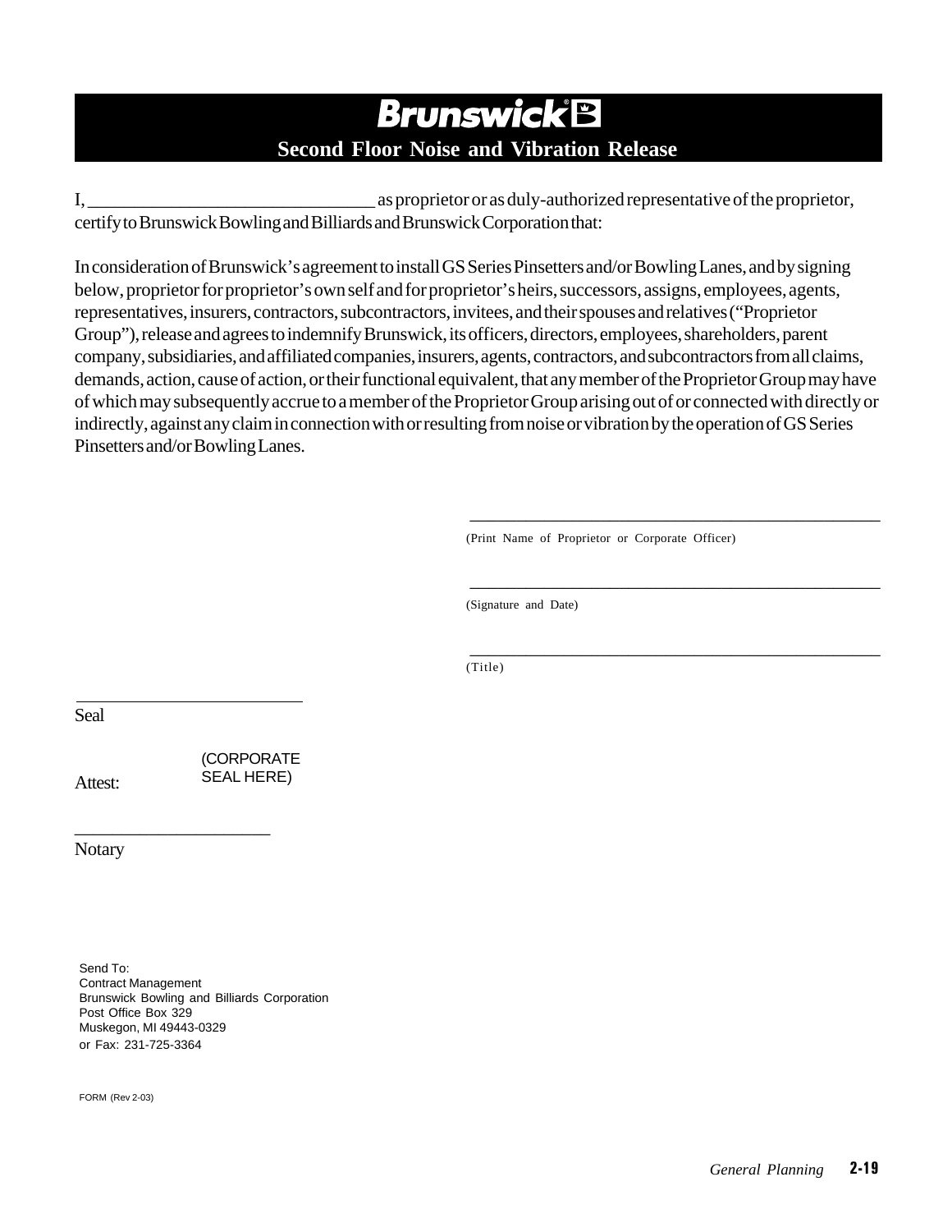# Brunswick

## Second Floor Noise and Vibration Release

I, ______________________________ as proprietor or as duly-authorized representative of the proprietor, certify to Brunswick Bowling and Billiards and Brunswick Corporation that:

In consideration of Brunswick's agreement to install GS Series Pinsetters and/or Bowling Lanes, and by signing below, proprietor for proprietor's own self and for proprietor's heirs, successors, assigns, employees, agents, representatives, insurers, contractors, subcontractors, invitees, and their spouses and relatives ("Proprietor Group"), release and agrees to indemnify Brunswick, its officers, directors, employees, shareholders, parent company, subsidiaries, and affiliated companies, insurers, agents, contractors, and subcontractors from all claims, demands, action, cause of action, or their functional equivalent, that any member of the Proprietor Group may have of which may subsequently accrue to a member of the Proprietor Group arising out of or connected with directly or indirectly, against any claim in connection with or resulting from noise or vibration by the operation of GS Series Pinsetters and/or Bowling Lanes.

______________________________
(Print Name of Proprietor or Corporate Officer)

______________________________
(Signature and Date)

______________________________
(Title)

______________________________
Seal

Attest: (CORPORATE SEAL HERE)

______________________________
Notary

Send To:
Contract Management
Brunswick Bowling and Billiards Corporation
Post Office Box 329
Muskegon, MI 49443-0329
or Fax: 231-725-3364

FORM (Rev 2-03)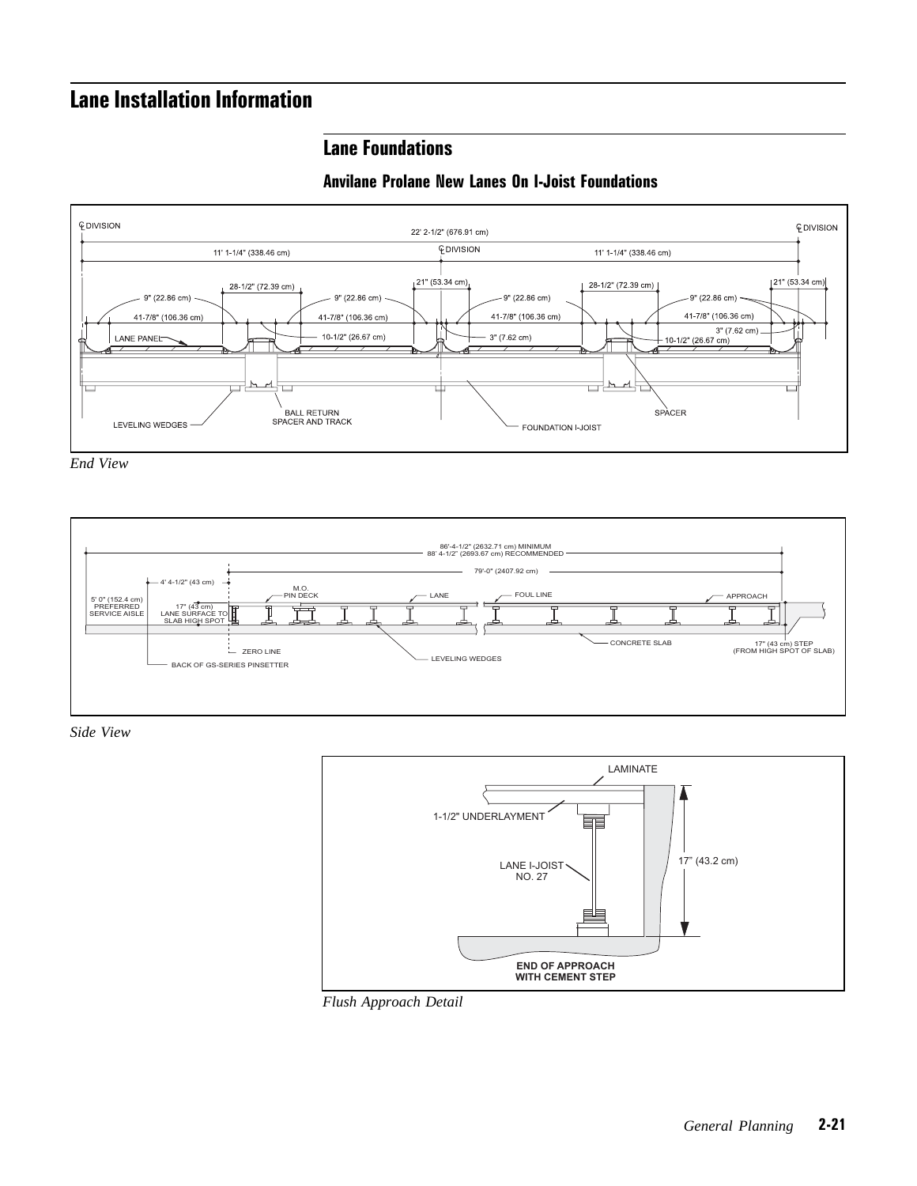# Lane Installation Information

## Lane Foundations

### Anvilane Prolane New Lanes On I-Joist Foundations

*End View*

*Side View*

*Flush Approach Detail*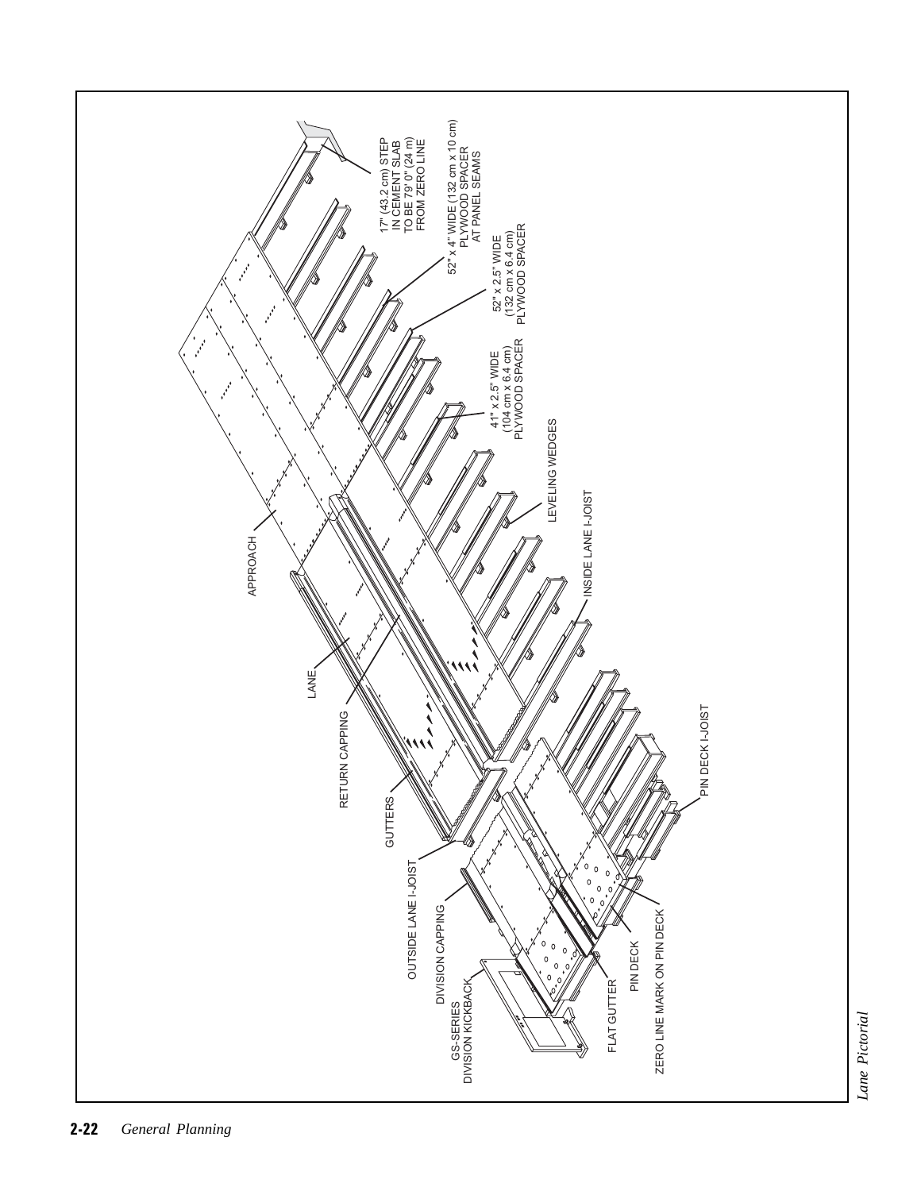17" (43.2 cm) STEP IN CEMENT SLAB TO BE 79' 0" (24 m) FROM ZERO LINE

52" x 4" WIDE (132 cm x 10 cm) PLYWOOD SPACER AT PANEL SEAMS

52" x 2.5" WIDE (132 cm x 6.4 cm) PLYWOOD SPACER

41" x 2.5" WIDE (104 cm x 6.4 cm) PLYWOOD SPACER

LEVELING WEDGES

INSIDE LANE I-JOIST

APPROACH

LANE

RETURN CAPPING

GUTTERS

OUTSIDE LANE I-JOIST

DIVISION CAPPING

GS-SERIES DIVISION KICKBACK

FLAT GUTTER

PIN DECK

ZERO LINE MARK ON PIN DECK

PIN DECK I-JOIST

*Lane Pictorial*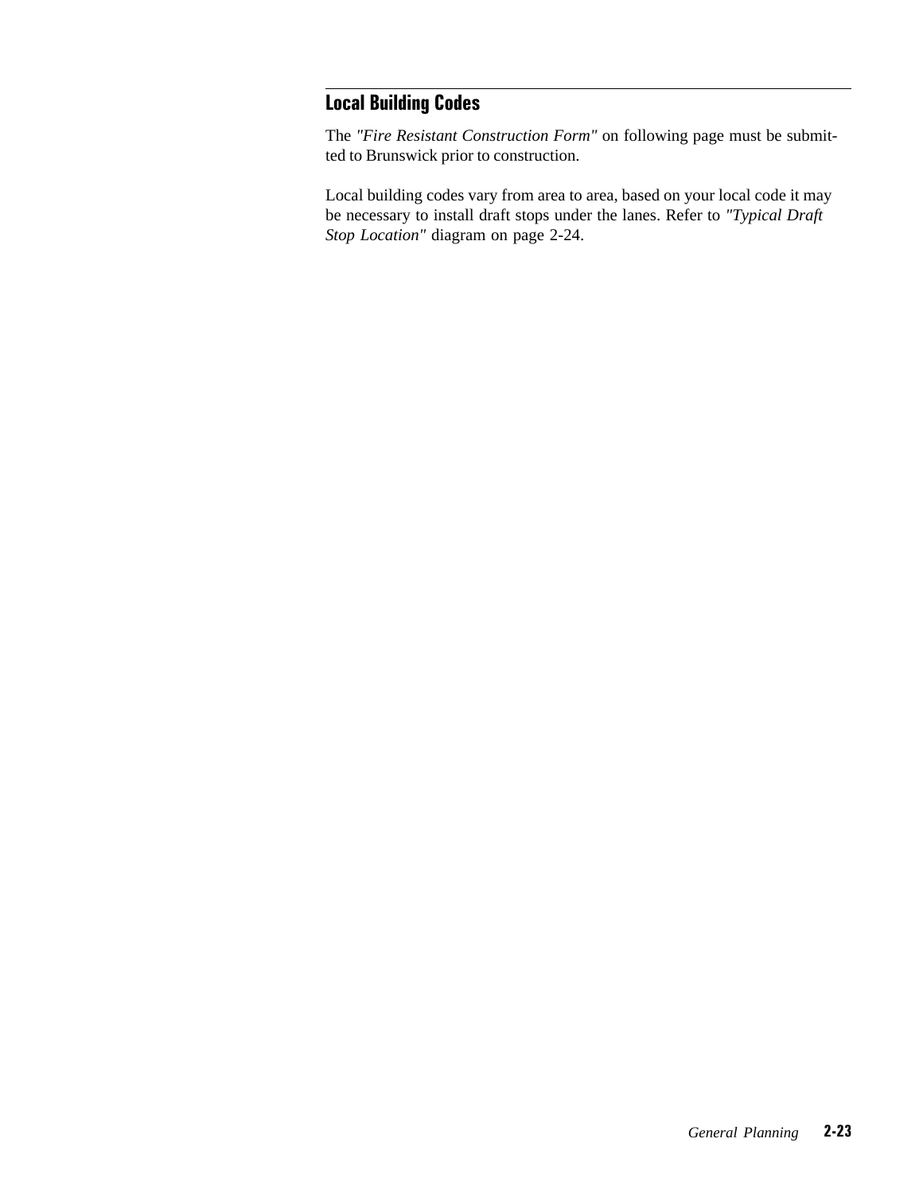## Local Building Codes

The *"Fire Resistant Construction Form"* on following page must be submitted to Brunswick prior to construction.

Local building codes vary from area to area, based on your local code it may be necessary to install draft stops under the lanes. Refer to *"Typical Draft Stop Location"* diagram on page 2-24.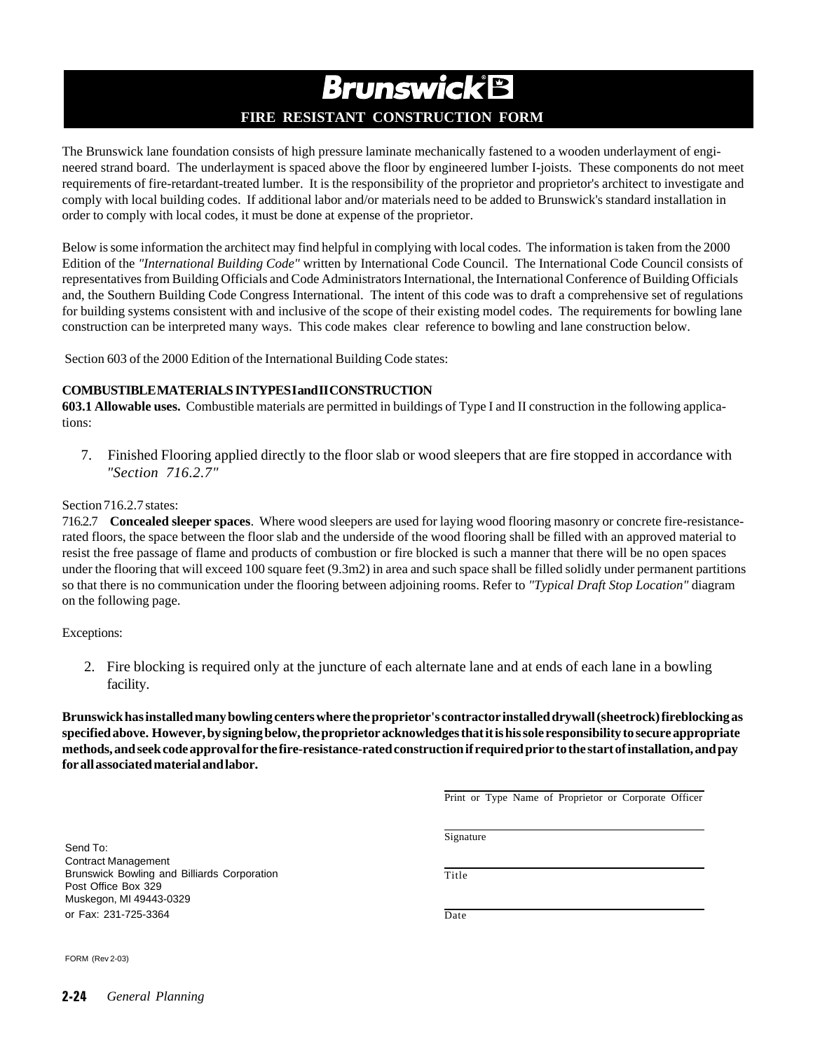# Brunswick

## FIRE RESISTANT CONSTRUCTION FORM

The Brunswick lane foundation consists of high pressure laminate mechanically fastened to a wooden underlayment of engineered strand board. The underlayment is spaced above the floor by engineered lumber I-joists. These components do not meet requirements of fire-retardant-treated lumber. It is the responsibility of the proprietor and proprietor's architect to investigate and comply with local building codes. If additional labor and/or materials need to be added to Brunswick's standard installation in order to comply with local codes, it must be done at expense of the proprietor.

Below is some information the architect may find helpful in complying with local codes. The information is taken from the 2000 Edition of the *"International Building Code"* written by International Code Council. The International Code Council consists of representatives from Building Officials and Code Administrators International, the International Conference of Building Officials and, the Southern Building Code Congress International. The intent of this code was to draft a comprehensive set of regulations for building systems consistent with and inclusive of the scope of their existing model codes. The requirements for bowling lane construction can be interpreted many ways. This code makes clear reference to bowling and lane construction below.

Section 603 of the 2000 Edition of the International Building Code states:

**COMBUSTIBLE MATERIALS IN TYPES I and II CONSTRUCTION**

**603.1 Allowable uses.** Combustible materials are permitted in buildings of Type I and II construction in the following applications:

7. Finished Flooring applied directly to the floor slab or wood sleepers that are fire stopped in accordance with *"Section 716.2.7"*

Section 716.2.7 states:

716.2.7 **Concealed sleeper spaces**. Where wood sleepers are used for laying wood flooring masonry or concrete fire-resistance-rated floors, the space between the floor slab and the underside of the wood flooring shall be filled with an approved material to resist the free passage of flame and products of combustion or fire blocked is such a manner that there will be no open spaces under the flooring that will exceed 100 square feet (9.3m2) in area and such space shall be filled solidly under permanent partitions so that there is no communication under the flooring between adjoining rooms. Refer to *"Typical Draft Stop Location"* diagram on the following page.

Exceptions:

2. Fire blocking is required only at the juncture of each alternate lane and at ends of each lane in a bowling facility.

**Brunswick has installed many bowling centers where the proprietor's contractor installed drywall (sheetrock) fireblocking as specified above. However, by signing below, the proprietor acknowledges that it is his sole responsibility to secure appropriate methods, and seek code approval for the fire-resistance-rated construction if required prior to the start of installation, and pay for all associated material and labor.**

Print or Type Name of Proprietor or Corporate Officer

Signature

Title

Date

Send To:
Contract Management
Brunswick Bowling and Billiards Corporation
Post Office Box 329
Muskegon, MI 49443-0329
or Fax: 231-725-3364

FORM (Rev 2-03)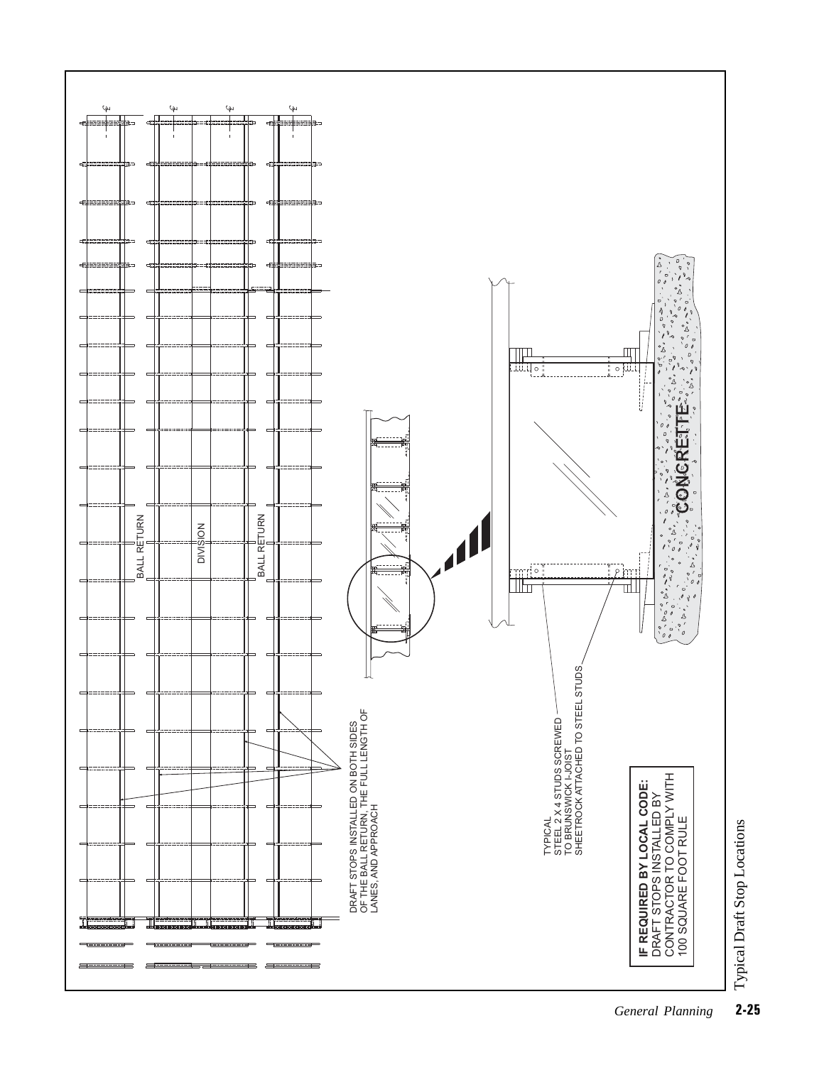BALL RETURN

DIVISION

BALL RETURN

DRAFT STOPS INSTALLED ON BOTH SIDES OF THE BALL RETURN, THE FULL LENGTH OF LANES, AND APPROACH

TYPICAL
STEEL 2 X 4 STUDS SCREWED TO BRUNSWICK I-JOIST
SHEETROCK ATTACHED TO STEEL STUDS

CONCRETE

**IF REQUIRED BY LOCAL CODE:**
DRAFT STOPS INSTALLED BY CONTRACTOR TO COMPLY WITH 100 SQUARE FOOT RULE

Typical Draft Stop Locations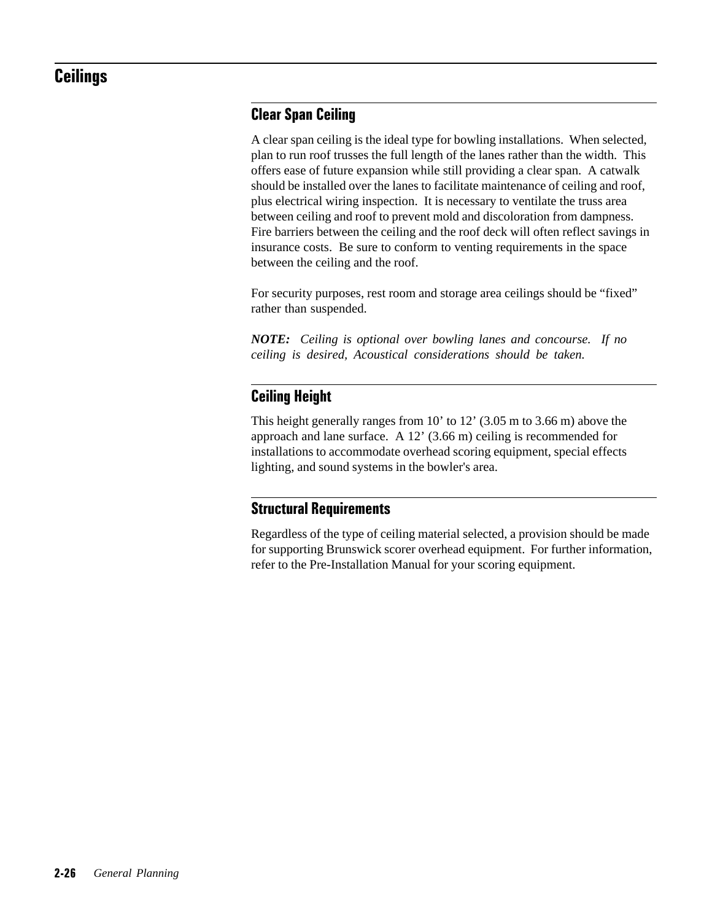# Ceilings

## Clear Span Ceiling

A clear span ceiling is the ideal type for bowling installations. When selected, plan to run roof trusses the full length of the lanes rather than the width. This offers ease of future expansion while still providing a clear span. A catwalk should be installed over the lanes to facilitate maintenance of ceiling and roof, plus electrical wiring inspection. It is necessary to ventilate the truss area between ceiling and roof to prevent mold and discoloration from dampness. Fire barriers between the ceiling and the roof deck will often reflect savings in insurance costs. Be sure to conform to venting requirements in the space between the ceiling and the roof.

For security purposes, rest room and storage area ceilings should be "fixed" rather than suspended.

***NOTE:*** *Ceiling is optional over bowling lanes and concourse. If no ceiling is desired, Acoustical considerations should be taken.*

## Ceiling Height

This height generally ranges from 10' to 12' (3.05 m to 3.66 m) above the approach and lane surface. A 12' (3.66 m) ceiling is recommended for installations to accommodate overhead scoring equipment, special effects lighting, and sound systems in the bowler's area.

## Structural Requirements

Regardless of the type of ceiling material selected, a provision should be made for supporting Brunswick scorer overhead equipment. For further information, refer to the Pre-Installation Manual for your scoring equipment.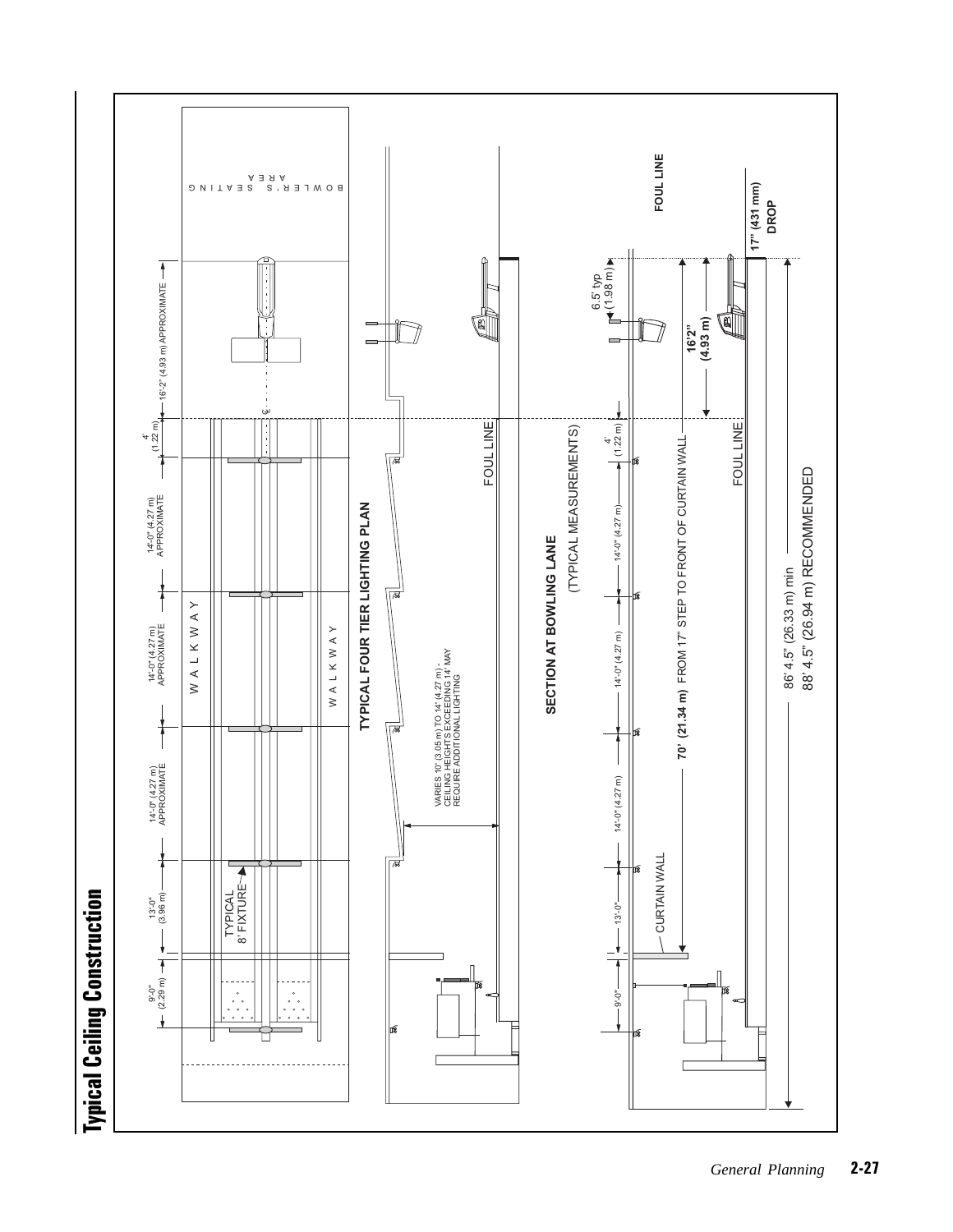# Typical Ceiling Construction

9'-0" (2.29 m) | 13'-0" (3.96 m) | 14'-0" (4.27 m) APPROXIMATE | 14'-0" (4.27 m) APPROXIMATE | 14'-0" (4.27 m) APPROXIMATE | 4' (1.22 m) | 16'-2" (4.93 m) APPROXIMATE

TYPICAL 8' FIXTURE

WALKWAY

WALKWAY

BOWLER'S SEATING AREA

**TYPICAL FOUR TIER LIGHTING PLAN**

VARIES 10' (3.05 m) TO 14' (4.27 m) - CEILING HEIGHTS EXCEEDING 14' MAY REQUIRE ADDITIONAL LIGHTING

FOUL LINE

**SECTION AT BOWLING LANE**

(TYPICAL MEASUREMENTS)

9'-0" | 13'-0" | 14'-0" (4.27 m) | 14'-0" (4.27 m) | 14'-0" (4.27 m) | 4' (1.22 m)

6.5' typ (1.98 m)

CURTAIN WALL

**70' (21.34 m)** FROM 17" STEP TO FRONT OF CURTAIN WALL

**16'2" (4.93 m)**

FOUL LINE

**FOUL LINE**

**17" (431 mm) DROP**

86' 4.5" (26.33 m) min

88' 4.5" (26.94 m) RECOMMENDED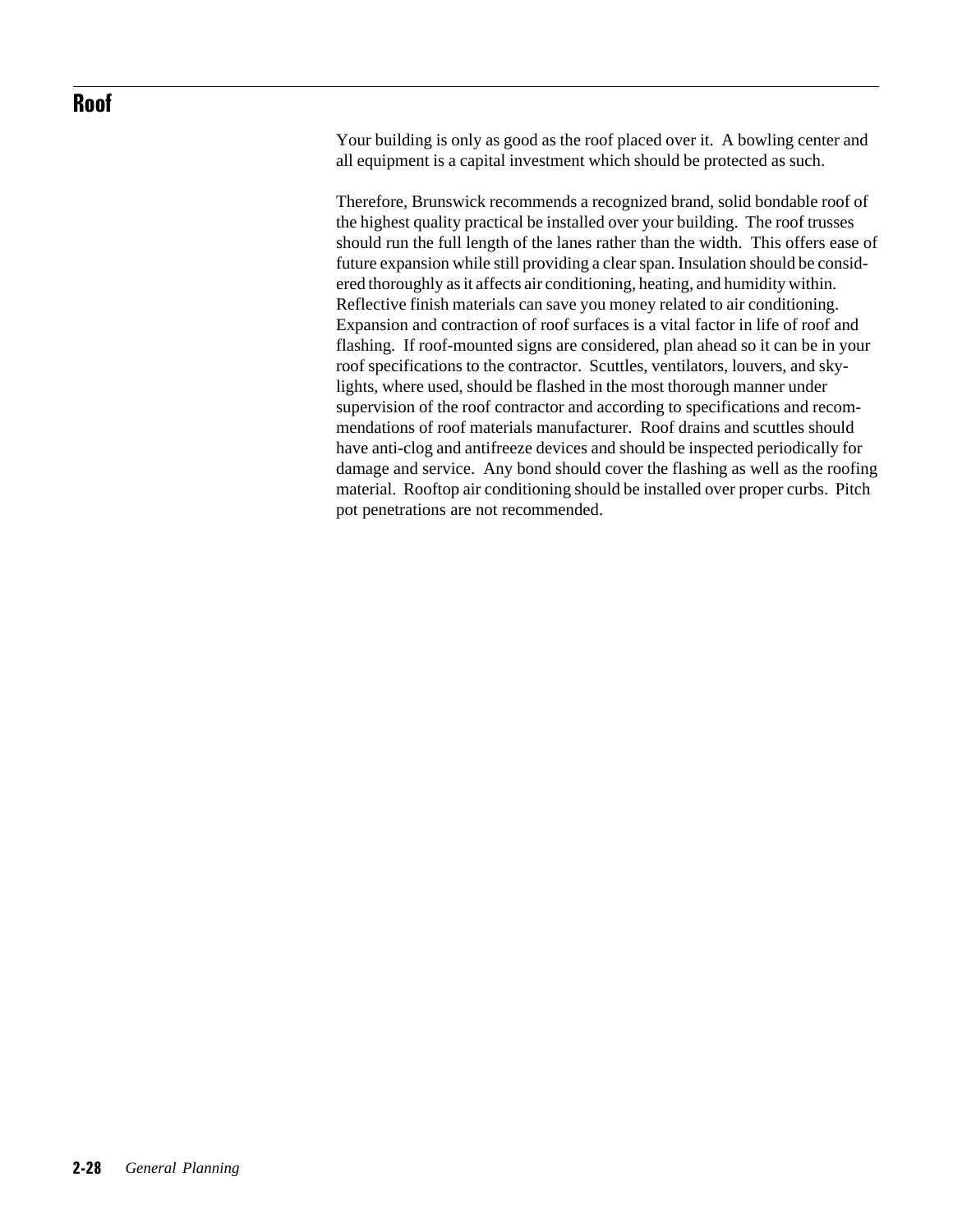## Roof

Your building is only as good as the roof placed over it. A bowling center and all equipment is a capital investment which should be protected as such.

Therefore, Brunswick recommends a recognized brand, solid bondable roof of the highest quality practical be installed over your building. The roof trusses should run the full length of the lanes rather than the width. This offers ease of future expansion while still providing a clear span. Insulation should be considered thoroughly as it affects air conditioning, heating, and humidity within. Reflective finish materials can save you money related to air conditioning. Expansion and contraction of roof surfaces is a vital factor in life of roof and flashing. If roof-mounted signs are considered, plan ahead so it can be in your roof specifications to the contractor. Scuttles, ventilators, louvers, and skylights, where used, should be flashed in the most thorough manner under supervision of the roof contractor and according to specifications and recommendations of roof materials manufacturer. Roof drains and scuttles should have anti-clog and antifreeze devices and should be inspected periodically for damage and service. Any bond should cover the flashing as well as the roofing material. Rooftop air conditioning should be installed over proper curbs. Pitch pot penetrations are not recommended.